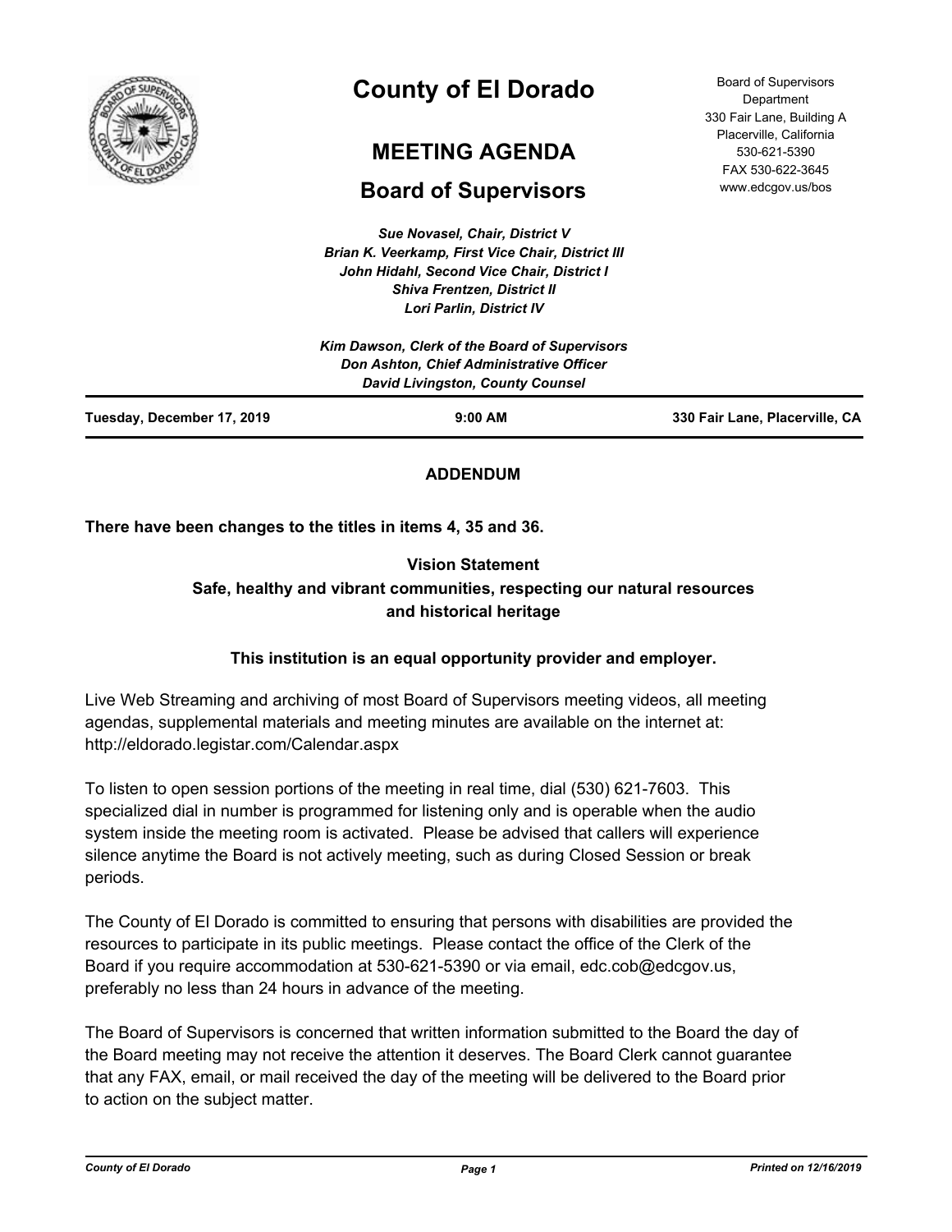# County of El Dorado

## MEETING AGENDA

## Board of Supervisors

Board of Supervisors Department
330 Fair Lane, Building A
Placerville, California
530-621-5390
FAX 530-622-3645
www.edcgov.us/bos

*Sue Novasel, Chair, District V*
*Brian K. Veerkamp, First Vice Chair, District III*
*John Hidahl, Second Vice Chair, District I*
*Shiva Frentzen, District II*
*Lori Parlin, District IV*

*Kim Dawson, Clerk of the Board of Supervisors*
*Don Ashton, Chief Administrative Officer*
*David Livingston, County Counsel*

**Tuesday, December 17, 2019** | **9:00 AM** | **330 Fair Lane, Placerville, CA**

**ADDENDUM**

**There have been changes to the titles in items 4, 35 and 36.**

**Vision Statement**
**Safe, healthy and vibrant communities, respecting our natural resources and historical heritage**

**This institution is an equal opportunity provider and employer.**

Live Web Streaming and archiving of most Board of Supervisors meeting videos, all meeting agendas, supplemental materials and meeting minutes are available on the internet at: http://eldorado.legistar.com/Calendar.aspx

To listen to open session portions of the meeting in real time, dial (530) 621-7603. This specialized dial in number is programmed for listening only and is operable when the audio system inside the meeting room is activated. Please be advised that callers will experience silence anytime the Board is not actively meeting, such as during Closed Session or break periods.

The County of El Dorado is committed to ensuring that persons with disabilities are provided the resources to participate in its public meetings. Please contact the office of the Clerk of the Board if you require accommodation at 530-621-5390 or via email, edc.cob@edcgov.us, preferably no less than 24 hours in advance of the meeting.

The Board of Supervisors is concerned that written information submitted to the Board the day of the Board meeting may not receive the attention it deserves. The Board Clerk cannot guarantee that any FAX, email, or mail received the day of the meeting will be delivered to the Board prior to action on the subject matter.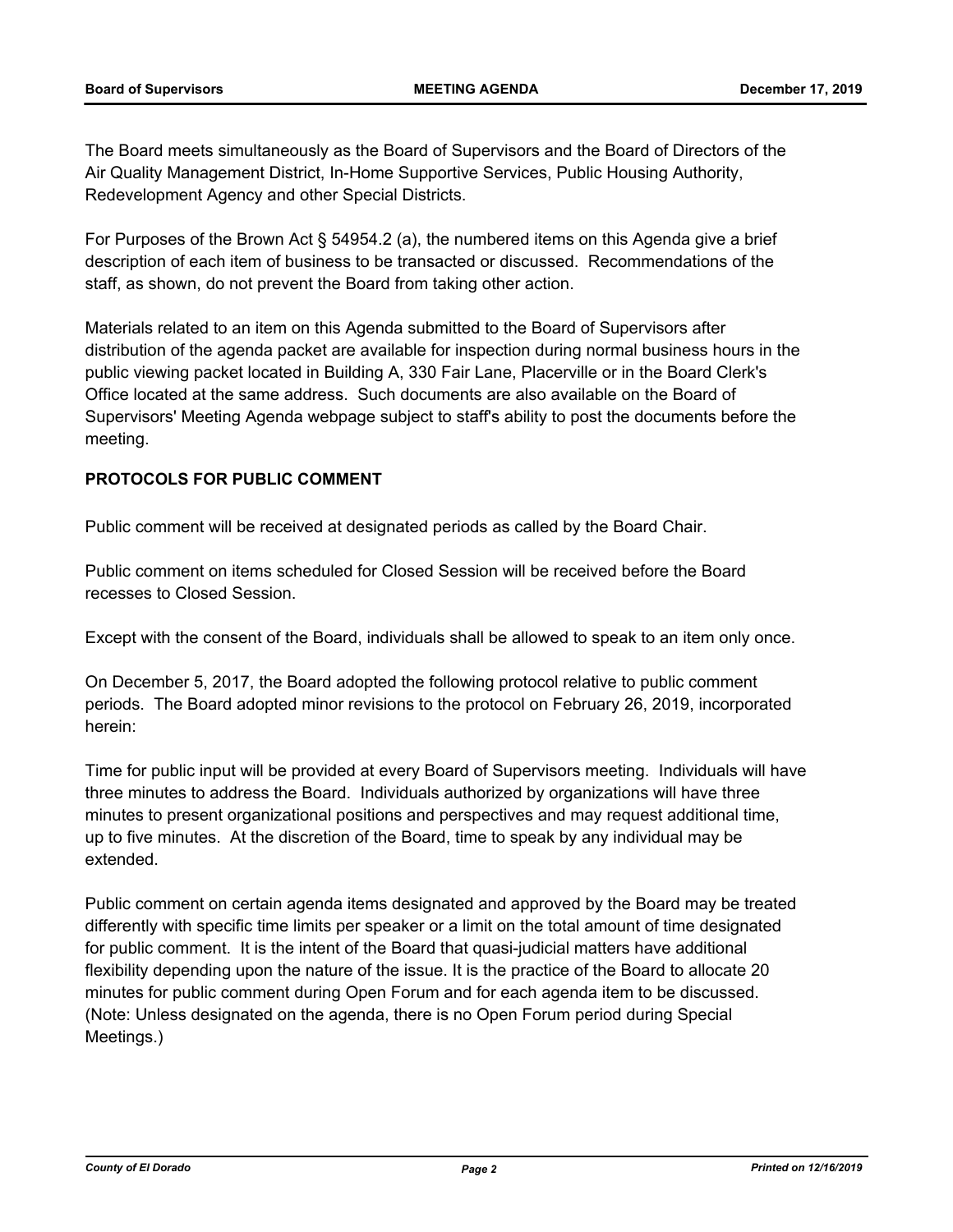The Board meets simultaneously as the Board of Supervisors and the Board of Directors of the Air Quality Management District, In-Home Supportive Services, Public Housing Authority, Redevelopment Agency and other Special Districts.

For Purposes of the Brown Act § 54954.2 (a), the numbered items on this Agenda give a brief description of each item of business to be transacted or discussed. Recommendations of the staff, as shown, do not prevent the Board from taking other action.

Materials related to an item on this Agenda submitted to the Board of Supervisors after distribution of the agenda packet are available for inspection during normal business hours in the public viewing packet located in Building A, 330 Fair Lane, Placerville or in the Board Clerk's Office located at the same address. Such documents are also available on the Board of Supervisors' Meeting Agenda webpage subject to staff's ability to post the documents before the meeting.

**PROTOCOLS FOR PUBLIC COMMENT**

Public comment will be received at designated periods as called by the Board Chair.

Public comment on items scheduled for Closed Session will be received before the Board recesses to Closed Session.

Except with the consent of the Board, individuals shall be allowed to speak to an item only once.

On December 5, 2017, the Board adopted the following protocol relative to public comment periods. The Board adopted minor revisions to the protocol on February 26, 2019, incorporated herein:

Time for public input will be provided at every Board of Supervisors meeting. Individuals will have three minutes to address the Board. Individuals authorized by organizations will have three minutes to present organizational positions and perspectives and may request additional time, up to five minutes. At the discretion of the Board, time to speak by any individual may be extended.

Public comment on certain agenda items designated and approved by the Board may be treated differently with specific time limits per speaker or a limit on the total amount of time designated for public comment. It is the intent of the Board that quasi-judicial matters have additional flexibility depending upon the nature of the issue. It is the practice of the Board to allocate 20 minutes for public comment during Open Forum and for each agenda item to be discussed. (Note: Unless designated on the agenda, there is no Open Forum period during Special Meetings.)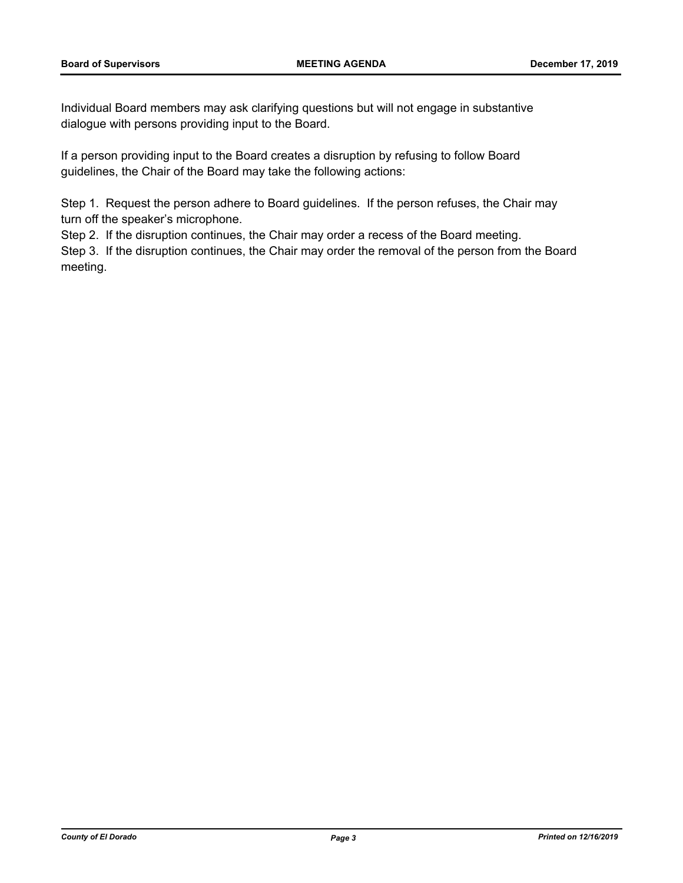Individual Board members may ask clarifying questions but will not engage in substantive dialogue with persons providing input to the Board.

If a person providing input to the Board creates a disruption by refusing to follow Board guidelines, the Chair of the Board may take the following actions:

Step 1. Request the person adhere to Board guidelines. If the person refuses, the Chair may turn off the speaker's microphone.
Step 2. If the disruption continues, the Chair may order a recess of the Board meeting.
Step 3. If the disruption continues, the Chair may order the removal of the person from the Board meeting.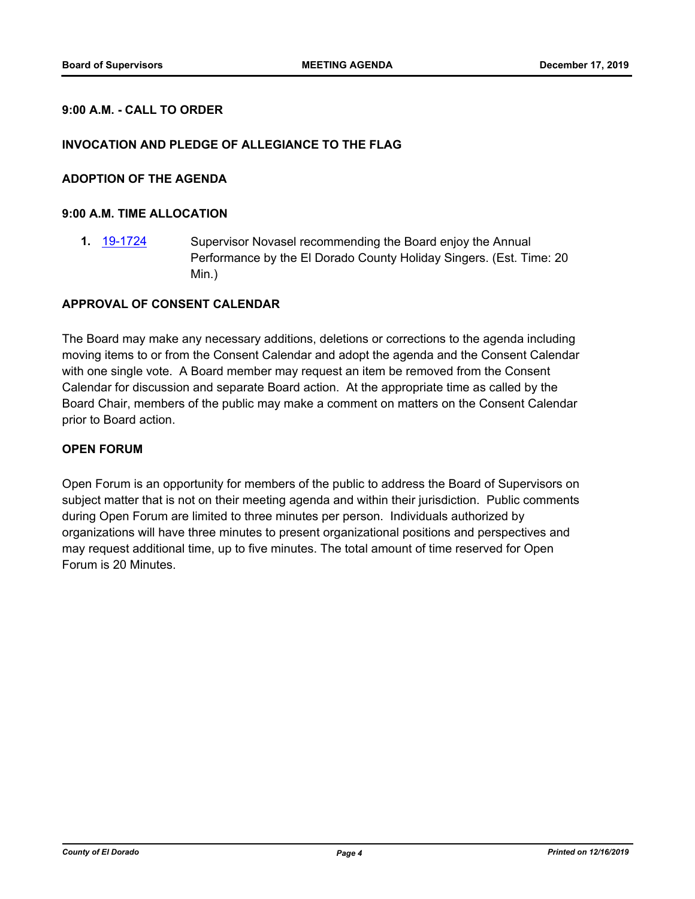**9:00 A.M. - CALL TO ORDER**

**INVOCATION AND PLEDGE OF ALLEGIANCE TO THE FLAG**

**ADOPTION OF THE AGENDA**

**9:00 A.M. TIME ALLOCATION**

**1.** 19-1724 Supervisor Novasel recommending the Board enjoy the Annual Performance by the El Dorado County Holiday Singers. (Est. Time: 20 Min.)

**APPROVAL OF CONSENT CALENDAR**

The Board may make any necessary additions, deletions or corrections to the agenda including moving items to or from the Consent Calendar and adopt the agenda and the Consent Calendar with one single vote. A Board member may request an item be removed from the Consent Calendar for discussion and separate Board action. At the appropriate time as called by the Board Chair, members of the public may make a comment on matters on the Consent Calendar prior to Board action.

**OPEN FORUM**

Open Forum is an opportunity for members of the public to address the Board of Supervisors on subject matter that is not on their meeting agenda and within their jurisdiction. Public comments during Open Forum are limited to three minutes per person. Individuals authorized by organizations will have three minutes to present organizational positions and perspectives and may request additional time, up to five minutes. The total amount of time reserved for Open Forum is 20 Minutes.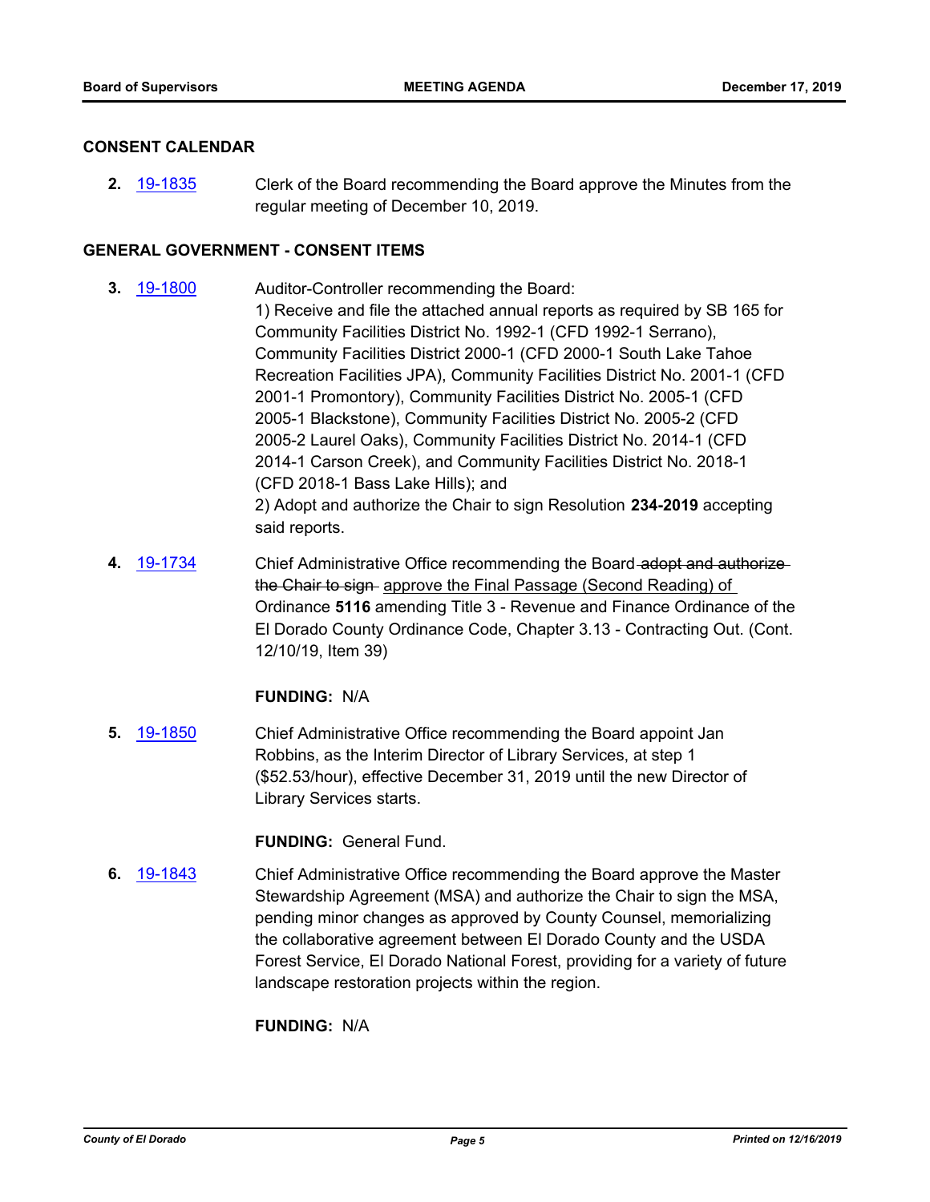## CONSENT CALENDAR

**2.** [19-1835](19-1835) Clerk of the Board recommending the Board approve the Minutes from the regular meeting of December 10, 2019.

## GENERAL GOVERNMENT - CONSENT ITEMS

**3.** [19-1800](19-1800) Auditor-Controller recommending the Board:
1) Receive and file the attached annual reports as required by SB 165 for Community Facilities District No. 1992-1 (CFD 1992-1 Serrano), Community Facilities District 2000-1 (CFD 2000-1 South Lake Tahoe Recreation Facilities JPA), Community Facilities District No. 2001-1 (CFD 2001-1 Promontory), Community Facilities District No. 2005-1 (CFD 2005-1 Blackstone), Community Facilities District No. 2005-2 (CFD 2005-2 Laurel Oaks), Community Facilities District No. 2014-1 (CFD 2014-1 Carson Creek), and Community Facilities District No. 2018-1 (CFD 2018-1 Bass Lake Hills); and
2) Adopt and authorize the Chair to sign Resolution **234-2019** accepting said reports.

**4.** [19-1734](19-1734) Chief Administrative Office recommending the Board ~~adopt and authorize the Chair to sign~~ <u>approve the Final Passage (Second Reading) of</u> Ordinance **5116** amending Title 3 - Revenue and Finance Ordinance of the El Dorado County Ordinance Code, Chapter 3.13 - Contracting Out. (Cont. 12/10/19, Item 39)

**FUNDING:** N/A

**5.** [19-1850](19-1850) Chief Administrative Office recommending the Board appoint Jan Robbins, as the Interim Director of Library Services, at step 1 ($52.53/hour), effective December 31, 2019 until the new Director of Library Services starts.

**FUNDING:** General Fund.

**6.** [19-1843](19-1843) Chief Administrative Office recommending the Board approve the Master Stewardship Agreement (MSA) and authorize the Chair to sign the MSA, pending minor changes as approved by County Counsel, memorializing the collaborative agreement between El Dorado County and the USDA Forest Service, El Dorado National Forest, providing for a variety of future landscape restoration projects within the region.

**FUNDING:** N/A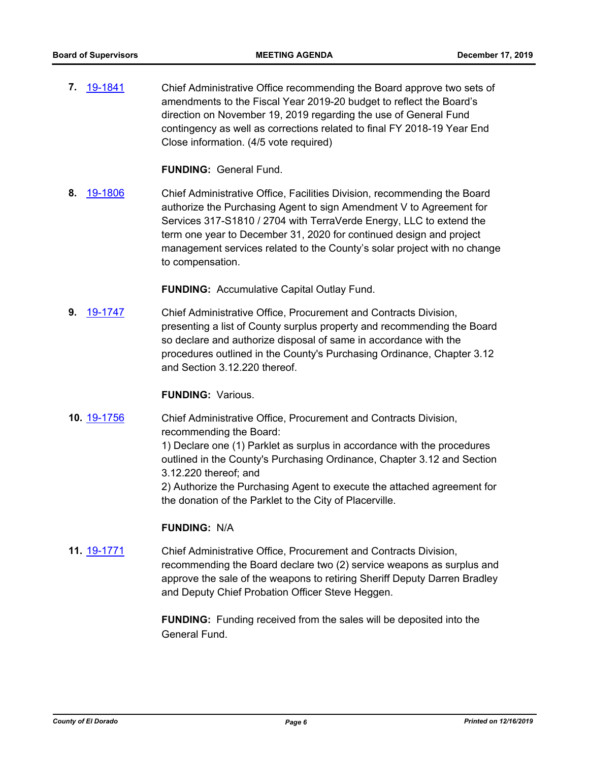**7.** 19-1841 Chief Administrative Office recommending the Board approve two sets of amendments to the Fiscal Year 2019-20 budget to reflect the Board's direction on November 19, 2019 regarding the use of General Fund contingency as well as corrections related to final FY 2018-19 Year End Close information. (4/5 vote required)

**FUNDING:** General Fund.

**8.** 19-1806 Chief Administrative Office, Facilities Division, recommending the Board authorize the Purchasing Agent to sign Amendment V to Agreement for Services 317-S1810 / 2704 with TerraVerde Energy, LLC to extend the term one year to December 31, 2020 for continued design and project management services related to the County's solar project with no change to compensation.

**FUNDING:** Accumulative Capital Outlay Fund.

**9.** 19-1747 Chief Administrative Office, Procurement and Contracts Division, presenting a list of County surplus property and recommending the Board so declare and authorize disposal of same in accordance with the procedures outlined in the County's Purchasing Ordinance, Chapter 3.12 and Section 3.12.220 thereof.

**FUNDING:** Various.

**10.** 19-1756 Chief Administrative Office, Procurement and Contracts Division, recommending the Board:
1) Declare one (1) Parklet as surplus in accordance with the procedures outlined in the County's Purchasing Ordinance, Chapter 3.12 and Section 3.12.220 thereof; and
2) Authorize the Purchasing Agent to execute the attached agreement for the donation of the Parklet to the City of Placerville.

**FUNDING:** N/A

**11.** 19-1771 Chief Administrative Office, Procurement and Contracts Division, recommending the Board declare two (2) service weapons as surplus and approve the sale of the weapons to retiring Sheriff Deputy Darren Bradley and Deputy Chief Probation Officer Steve Heggen.

**FUNDING:** Funding received from the sales will be deposited into the General Fund.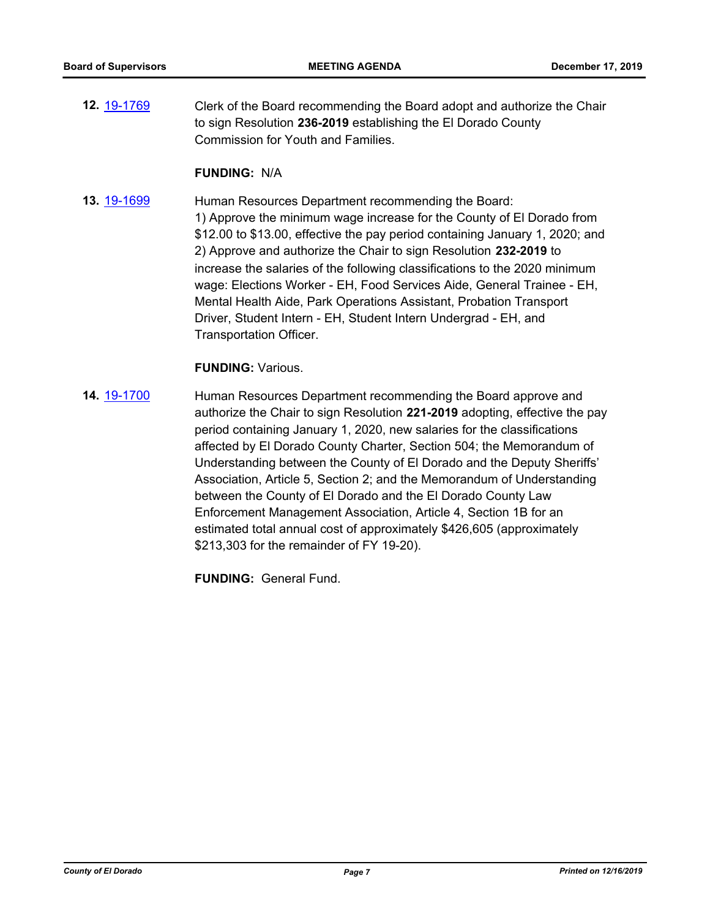**12.** [19-1769](19-1769) Clerk of the Board recommending the Board adopt and authorize the Chair to sign Resolution **236-2019** establishing the El Dorado County Commission for Youth and Families.

**FUNDING:** N/A

**13.** [19-1699](19-1699) Human Resources Department recommending the Board:
1) Approve the minimum wage increase for the County of El Dorado from $12.00 to $13.00, effective the pay period containing January 1, 2020; and
2) Approve and authorize the Chair to sign Resolution **232-2019** to increase the salaries of the following classifications to the 2020 minimum wage: Elections Worker - EH, Food Services Aide, General Trainee - EH, Mental Health Aide, Park Operations Assistant, Probation Transport Driver, Student Intern - EH, Student Intern Undergrad - EH, and Transportation Officer.

**FUNDING:** Various.

**14.** [19-1700](19-1700) Human Resources Department recommending the Board approve and authorize the Chair to sign Resolution **221-2019** adopting, effective the pay period containing January 1, 2020, new salaries for the classifications affected by El Dorado County Charter, Section 504; the Memorandum of Understanding between the County of El Dorado and the Deputy Sheriffs' Association, Article 5, Section 2; and the Memorandum of Understanding between the County of El Dorado and the El Dorado County Law Enforcement Management Association, Article 4, Section 1B for an estimated total annual cost of approximately $426,605 (approximately $213,303 for the remainder of FY 19-20).

**FUNDING:** General Fund.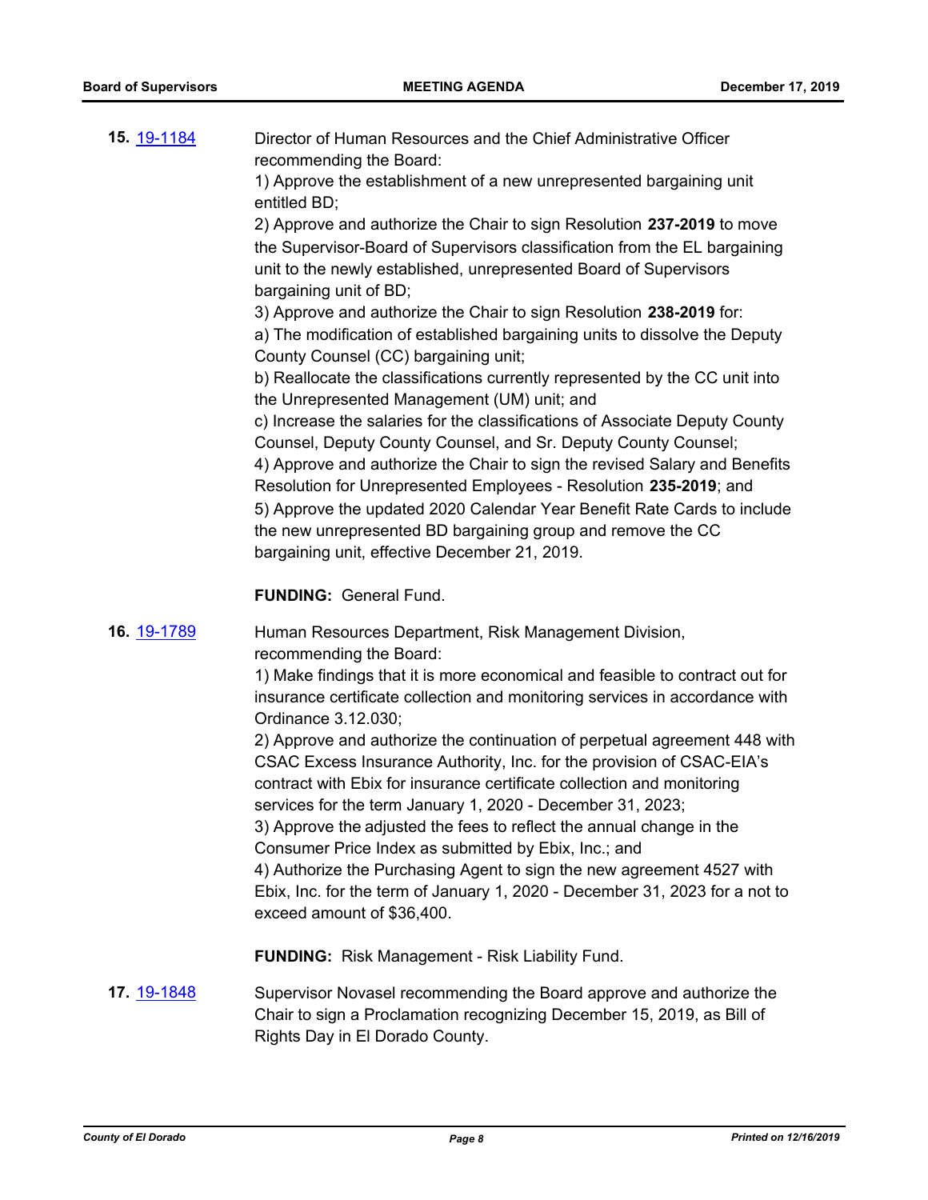**15.** [19-1184](19-1184)

Director of Human Resources and the Chief Administrative Officer recommending the Board:

1) Approve the establishment of a new unrepresented bargaining unit entitled BD;

2) Approve and authorize the Chair to sign Resolution **237-2019** to move the Supervisor-Board of Supervisors classification from the EL bargaining unit to the newly established, unrepresented Board of Supervisors bargaining unit of BD;

3) Approve and authorize the Chair to sign Resolution **238-2019** for:

a) The modification of established bargaining units to dissolve the Deputy County Counsel (CC) bargaining unit;

b) Reallocate the classifications currently represented by the CC unit into the Unrepresented Management (UM) unit; and

c) Increase the salaries for the classifications of Associate Deputy County Counsel, Deputy County Counsel, and Sr. Deputy County Counsel;

4) Approve and authorize the Chair to sign the revised Salary and Benefits Resolution for Unrepresented Employees - Resolution **235-2019**; and

5) Approve the updated 2020 Calendar Year Benefit Rate Cards to include the new unrepresented BD bargaining group and remove the CC bargaining unit, effective December 21, 2019.

**FUNDING:** General Fund.

**16.** [19-1789](19-1789)

Human Resources Department, Risk Management Division, recommending the Board:

1) Make findings that it is more economical and feasible to contract out for insurance certificate collection and monitoring services in accordance with Ordinance 3.12.030;

2) Approve and authorize the continuation of perpetual agreement 448 with CSAC Excess Insurance Authority, Inc. for the provision of CSAC-EIA's contract with Ebix for insurance certificate collection and monitoring services for the term January 1, 2020 - December 31, 2023;

3) Approve the adjusted the fees to reflect the annual change in the Consumer Price Index as submitted by Ebix, Inc.; and

4) Authorize the Purchasing Agent to sign the new agreement 4527 with Ebix, Inc. for the term of January 1, 2020 - December 31, 2023 for a not to exceed amount of $36,400.

**FUNDING:** Risk Management - Risk Liability Fund.

**17.** [19-1848](19-1848)

Supervisor Novasel recommending the Board approve and authorize the Chair to sign a Proclamation recognizing December 15, 2019, as Bill of Rights Day in El Dorado County.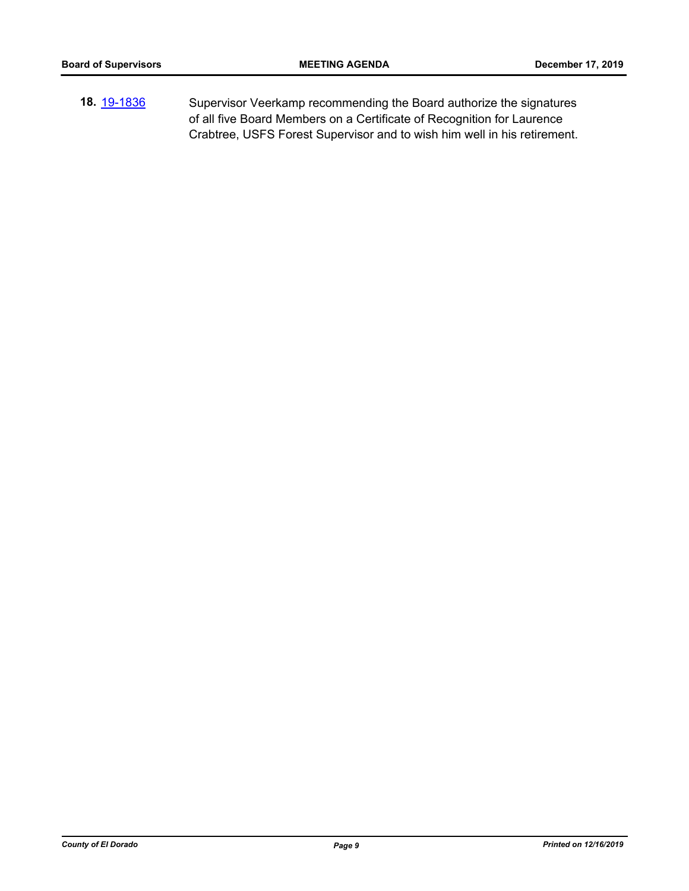**18.** [19-1836](19-1836) Supervisor Veerkamp recommending the Board authorize the signatures of all five Board Members on a Certificate of Recognition for Laurence Crabtree, USFS Forest Supervisor and to wish him well in his retirement.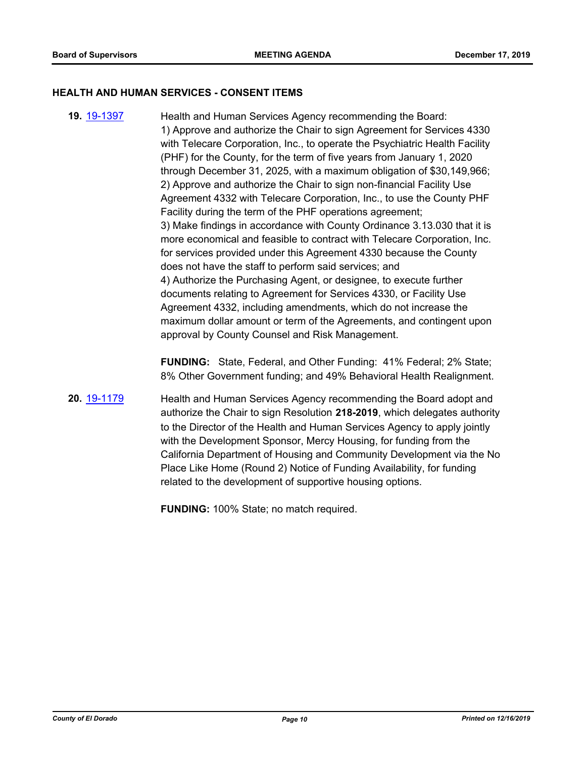## HEALTH AND HUMAN SERVICES - CONSENT ITEMS

**19.** 19-1397 Health and Human Services Agency recommending the Board:
1) Approve and authorize the Chair to sign Agreement for Services 4330 with Telecare Corporation, Inc., to operate the Psychiatric Health Facility (PHF) for the County, for the term of five years from January 1, 2020 through December 31, 2025, with a maximum obligation of $30,149,966;
2) Approve and authorize the Chair to sign non-financial Facility Use Agreement 4332 with Telecare Corporation, Inc., to use the County PHF Facility during the term of the PHF operations agreement;
3) Make findings in accordance with County Ordinance 3.13.030 that it is more economical and feasible to contract with Telecare Corporation, Inc. for services provided under this Agreement 4330 because the County does not have the staff to perform said services; and
4) Authorize the Purchasing Agent, or designee, to execute further documents relating to Agreement for Services 4330, or Facility Use Agreement 4332, including amendments, which do not increase the maximum dollar amount or term of the Agreements, and contingent upon approval by County Counsel and Risk Management.

**FUNDING:** State, Federal, and Other Funding: 41% Federal; 2% State; 8% Other Government funding; and 49% Behavioral Health Realignment.

**20.** 19-1179 Health and Human Services Agency recommending the Board adopt and authorize the Chair to sign Resolution **218-2019**, which delegates authority to the Director of the Health and Human Services Agency to apply jointly with the Development Sponsor, Mercy Housing, for funding from the California Department of Housing and Community Development via the No Place Like Home (Round 2) Notice of Funding Availability, for funding related to the development of supportive housing options.

**FUNDING:** 100% State; no match required.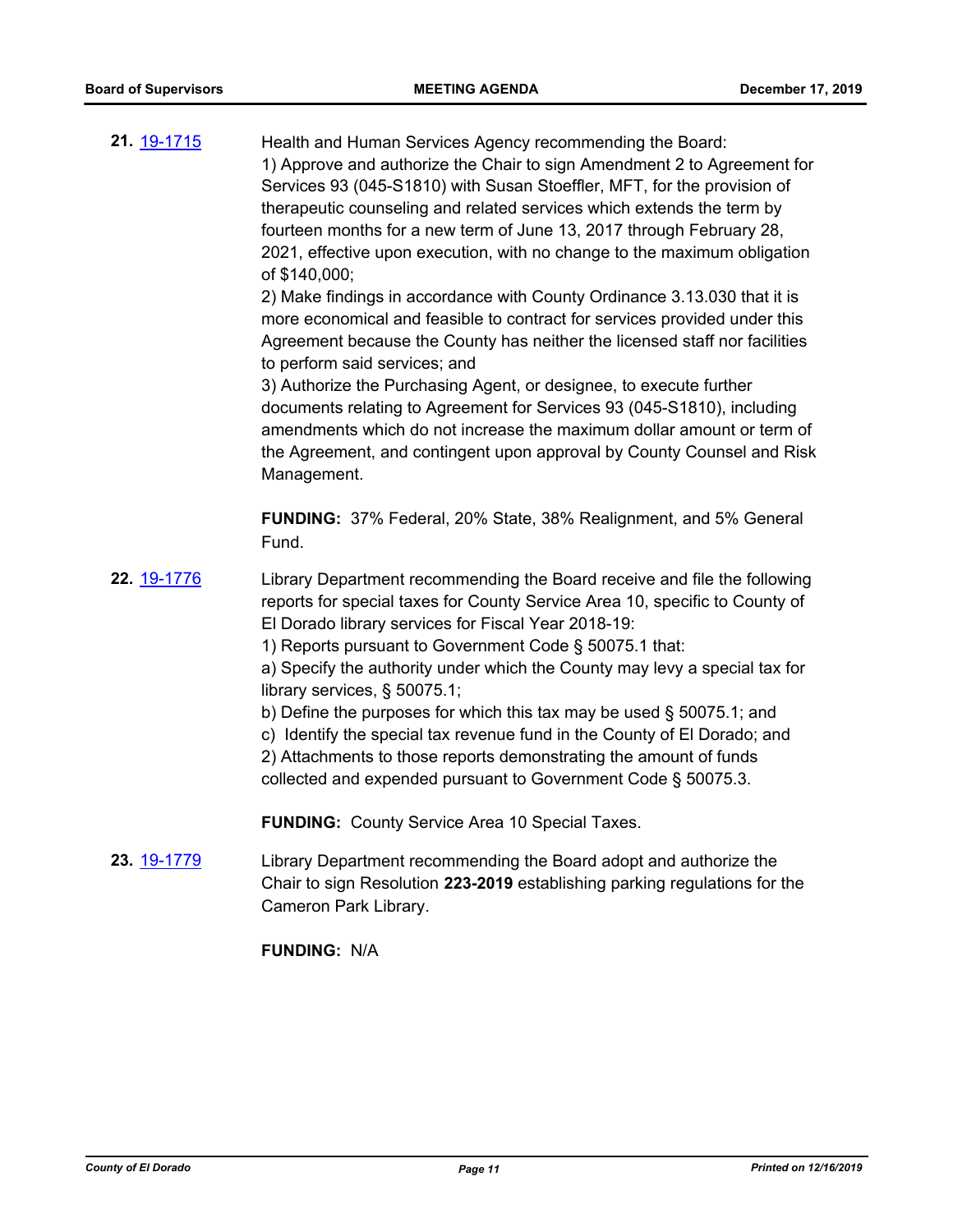**21.** 19-1715

Health and Human Services Agency recommending the Board:
1) Approve and authorize the Chair to sign Amendment 2 to Agreement for Services 93 (045-S1810) with Susan Stoeffler, MFT, for the provision of therapeutic counseling and related services which extends the term by fourteen months for a new term of June 13, 2017 through February 28, 2021, effective upon execution, with no change to the maximum obligation of $140,000;
2) Make findings in accordance with County Ordinance 3.13.030 that it is more economical and feasible to contract for services provided under this Agreement because the County has neither the licensed staff nor facilities to perform said services; and
3) Authorize the Purchasing Agent, or designee, to execute further documents relating to Agreement for Services 93 (045-S1810), including amendments which do not increase the maximum dollar amount or term of the Agreement, and contingent upon approval by County Counsel and Risk Management.

**FUNDING:** 37% Federal, 20% State, 38% Realignment, and 5% General Fund.

**22.** 19-1776

Library Department recommending the Board receive and file the following reports for special taxes for County Service Area 10, specific to County of El Dorado library services for Fiscal Year 2018-19:
1) Reports pursuant to Government Code § 50075.1 that:
a) Specify the authority under which the County may levy a special tax for library services, § 50075.1;
b) Define the purposes for which this tax may be used § 50075.1; and
c) Identify the special tax revenue fund in the County of El Dorado; and
2) Attachments to those reports demonstrating the amount of funds collected and expended pursuant to Government Code § 50075.3.

**FUNDING:** County Service Area 10 Special Taxes.

**23.** 19-1779

Library Department recommending the Board adopt and authorize the Chair to sign Resolution **223-2019** establishing parking regulations for the Cameron Park Library.

**FUNDING:** N/A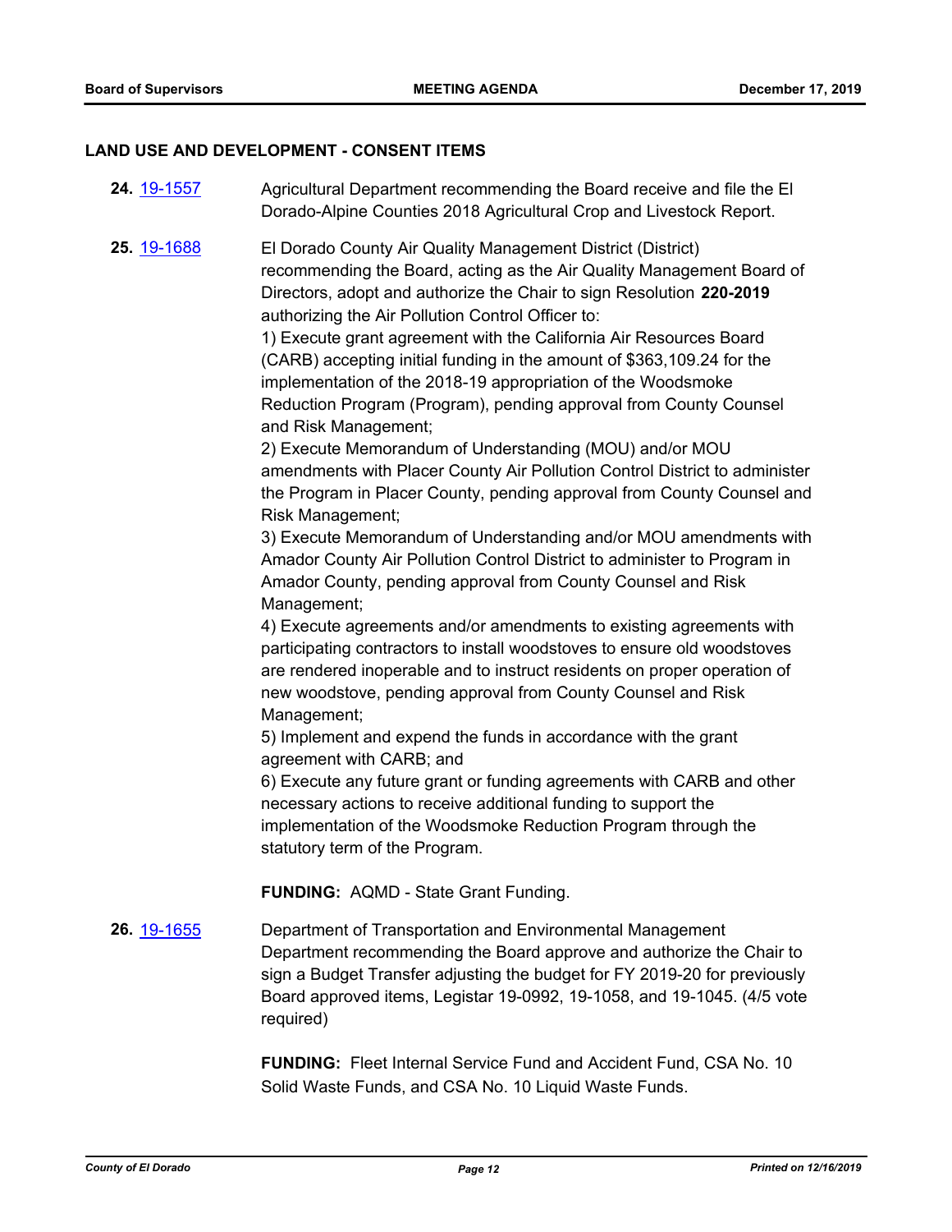## LAND USE AND DEVELOPMENT - CONSENT ITEMS

**24.** 19-1557 Agricultural Department recommending the Board receive and file the El Dorado-Alpine Counties 2018 Agricultural Crop and Livestock Report.

**25.** 19-1688 El Dorado County Air Quality Management District (District) recommending the Board, acting as the Air Quality Management Board of Directors, adopt and authorize the Chair to sign Resolution **220-2019** authorizing the Air Pollution Control Officer to:

1) Execute grant agreement with the California Air Resources Board (CARB) accepting initial funding in the amount of $363,109.24 for the implementation of the 2018-19 appropriation of the Woodsmoke Reduction Program (Program), pending approval from County Counsel and Risk Management;

2) Execute Memorandum of Understanding (MOU) and/or MOU amendments with Placer County Air Pollution Control District to administer the Program in Placer County, pending approval from County Counsel and Risk Management;

3) Execute Memorandum of Understanding and/or MOU amendments with Amador County Air Pollution Control District to administer to Program in Amador County, pending approval from County Counsel and Risk Management;

4) Execute agreements and/or amendments to existing agreements with participating contractors to install woodstoves to ensure old woodstoves are rendered inoperable and to instruct residents on proper operation of new woodstove, pending approval from County Counsel and Risk Management;

5) Implement and expend the funds in accordance with the grant agreement with CARB; and

6) Execute any future grant or funding agreements with CARB and other necessary actions to receive additional funding to support the implementation of the Woodsmoke Reduction Program through the statutory term of the Program.

**FUNDING:** AQMD - State Grant Funding.

**26.** 19-1655 Department of Transportation and Environmental Management Department recommending the Board approve and authorize the Chair to sign a Budget Transfer adjusting the budget for FY 2019-20 for previously Board approved items, Legistar 19-0992, 19-1058, and 19-1045. (4/5 vote required)

**FUNDING:** Fleet Internal Service Fund and Accident Fund, CSA No. 10 Solid Waste Funds, and CSA No. 10 Liquid Waste Funds.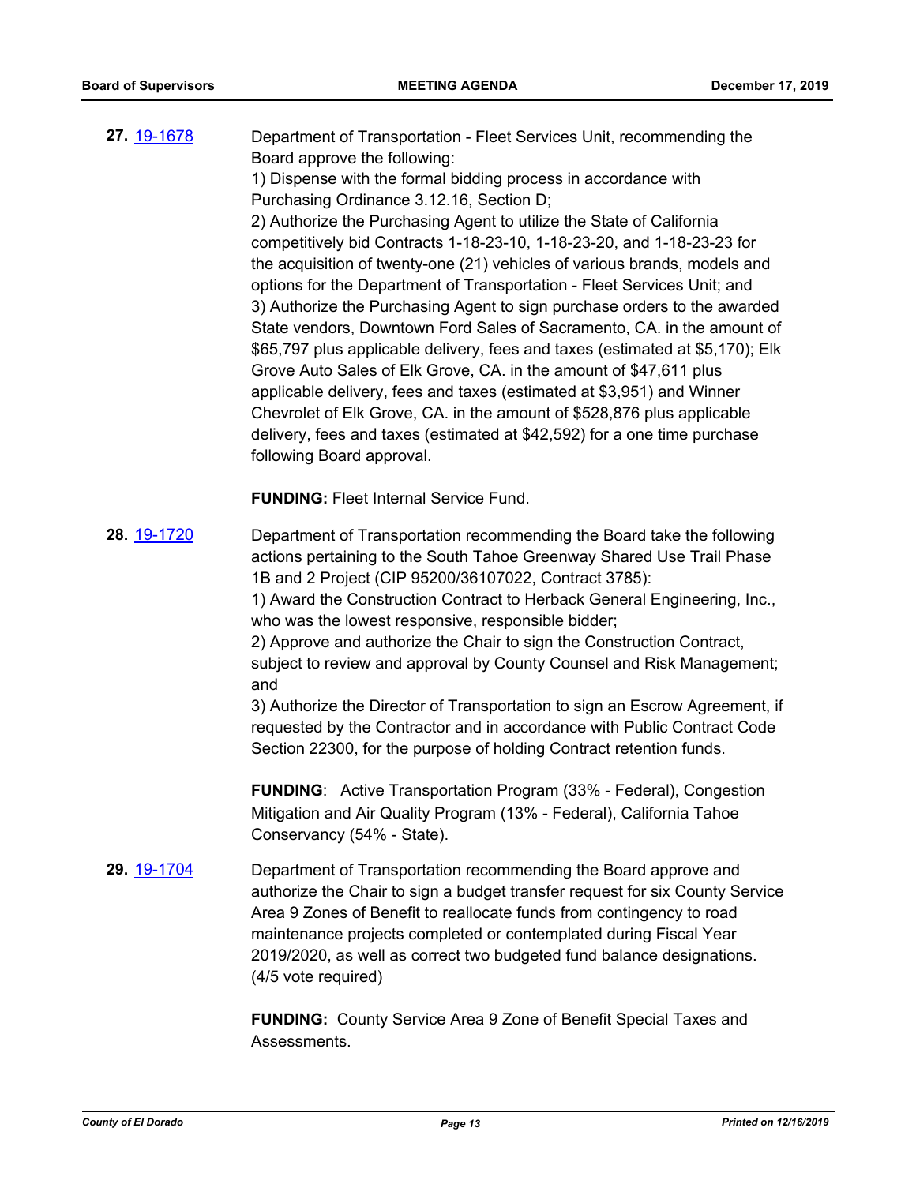**27.** [19-1678](19-1678)

Department of Transportation - Fleet Services Unit, recommending the Board approve the following:
1) Dispense with the formal bidding process in accordance with Purchasing Ordinance 3.12.16, Section D;
2) Authorize the Purchasing Agent to utilize the State of California competitively bid Contracts 1-18-23-10, 1-18-23-20, and 1-18-23-23 for the acquisition of twenty-one (21) vehicles of various brands, models and options for the Department of Transportation - Fleet Services Unit; and
3) Authorize the Purchasing Agent to sign purchase orders to the awarded State vendors, Downtown Ford Sales of Sacramento, CA. in the amount of $65,797 plus applicable delivery, fees and taxes (estimated at $5,170); Elk Grove Auto Sales of Elk Grove, CA. in the amount of $47,611 plus applicable delivery, fees and taxes (estimated at $3,951) and Winner Chevrolet of Elk Grove, CA. in the amount of $528,876 plus applicable delivery, fees and taxes (estimated at $42,592) for a one time purchase following Board approval.

**FUNDING:** Fleet Internal Service Fund.

**28.** [19-1720](19-1720)

Department of Transportation recommending the Board take the following actions pertaining to the South Tahoe Greenway Shared Use Trail Phase 1B and 2 Project (CIP 95200/36107022, Contract 3785):
1) Award the Construction Contract to Herback General Engineering, Inc., who was the lowest responsive, responsible bidder;
2) Approve and authorize the Chair to sign the Construction Contract, subject to review and approval by County Counsel and Risk Management; and
3) Authorize the Director of Transportation to sign an Escrow Agreement, if requested by the Contractor and in accordance with Public Contract Code Section 22300, for the purpose of holding Contract retention funds.

**FUNDING**: Active Transportation Program (33% - Federal), Congestion Mitigation and Air Quality Program (13% - Federal), California Tahoe Conservancy (54% - State).

**29.** [19-1704](19-1704)

Department of Transportation recommending the Board approve and authorize the Chair to sign a budget transfer request for six County Service Area 9 Zones of Benefit to reallocate funds from contingency to road maintenance projects completed or contemplated during Fiscal Year 2019/2020, as well as correct two budgeted fund balance designations. (4/5 vote required)

**FUNDING:** County Service Area 9 Zone of Benefit Special Taxes and Assessments.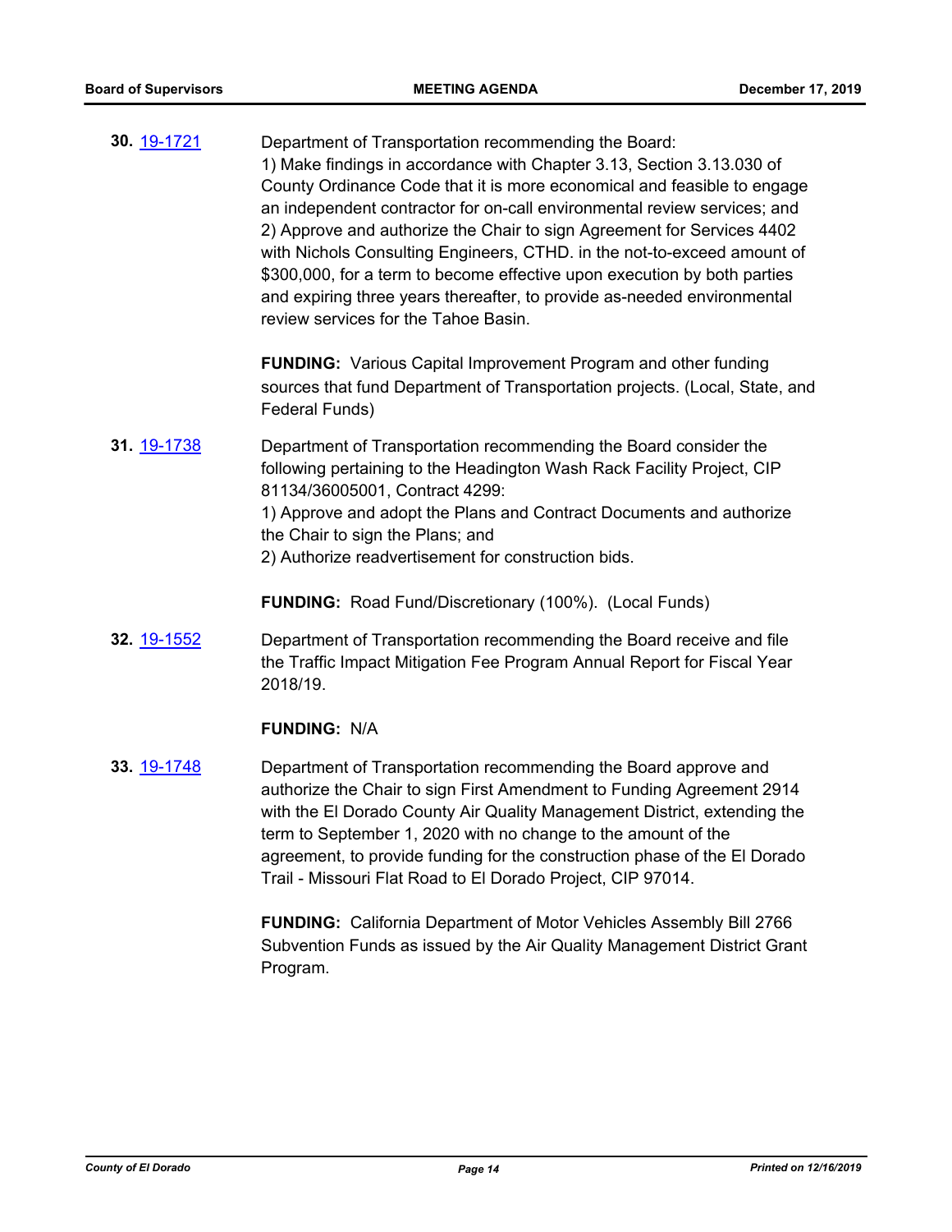**30.** 19-1721

Department of Transportation recommending the Board:
1) Make findings in accordance with Chapter 3.13, Section 3.13.030 of County Ordinance Code that it is more economical and feasible to engage an independent contractor for on-call environmental review services; and
2) Approve and authorize the Chair to sign Agreement for Services 4402 with Nichols Consulting Engineers, CTHD. in the not-to-exceed amount of $300,000, for a term to become effective upon execution by both parties and expiring three years thereafter, to provide as-needed environmental review services for the Tahoe Basin.

**FUNDING:** Various Capital Improvement Program and other funding sources that fund Department of Transportation projects. (Local, State, and Federal Funds)

**31.** 19-1738

Department of Transportation recommending the Board consider the following pertaining to the Headington Wash Rack Facility Project, CIP 81134/36005001, Contract 4299:
1) Approve and adopt the Plans and Contract Documents and authorize the Chair to sign the Plans; and
2) Authorize readvertisement for construction bids.

**FUNDING:** Road Fund/Discretionary (100%). (Local Funds)

**32.** 19-1552

Department of Transportation recommending the Board receive and file the Traffic Impact Mitigation Fee Program Annual Report for Fiscal Year 2018/19.

**FUNDING:** N/A

**33.** 19-1748

Department of Transportation recommending the Board approve and authorize the Chair to sign First Amendment to Funding Agreement 2914 with the El Dorado County Air Quality Management District, extending the term to September 1, 2020 with no change to the amount of the agreement, to provide funding for the construction phase of the El Dorado Trail - Missouri Flat Road to El Dorado Project, CIP 97014.

**FUNDING:** California Department of Motor Vehicles Assembly Bill 2766 Subvention Funds as issued by the Air Quality Management District Grant Program.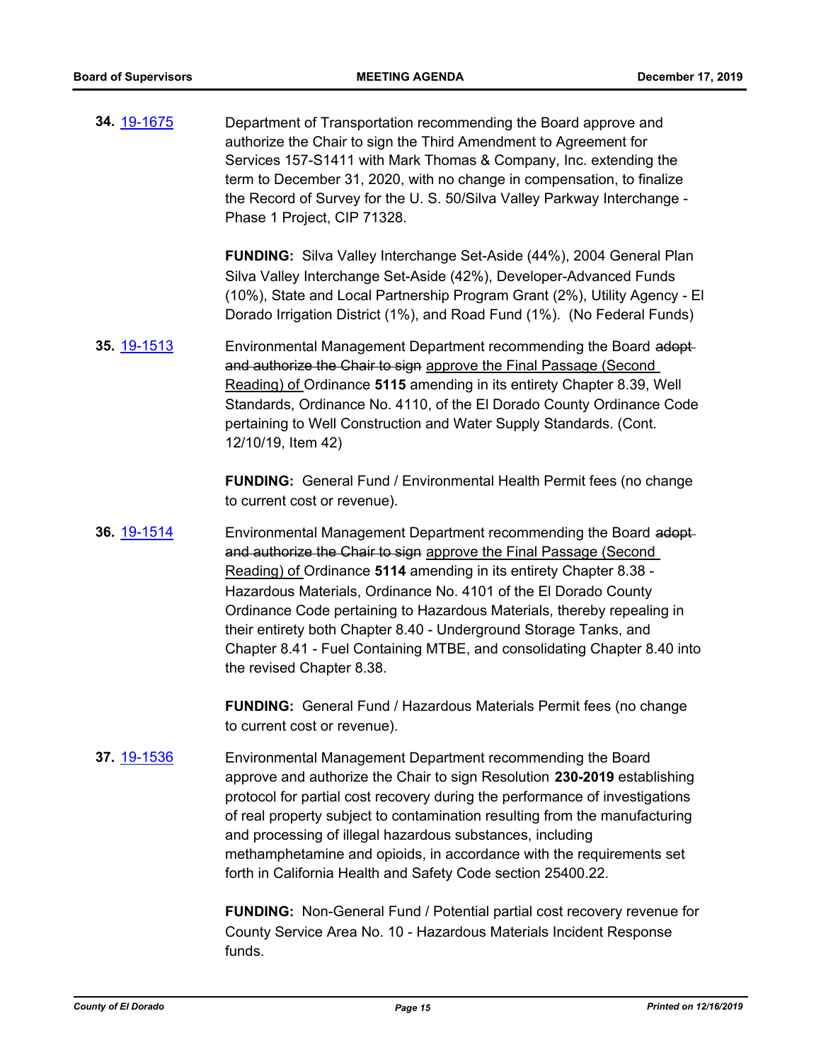**34.** 19-1675

Department of Transportation recommending the Board approve and authorize the Chair to sign the Third Amendment to Agreement for Services 157-S1411 with Mark Thomas & Company, Inc. extending the term to December 31, 2020, with no change in compensation, to finalize the Record of Survey for the U. S. 50/Silva Valley Parkway Interchange - Phase 1 Project, CIP 71328.

**FUNDING:** Silva Valley Interchange Set-Aside (44%), 2004 General Plan Silva Valley Interchange Set-Aside (42%), Developer-Advanced Funds (10%), State and Local Partnership Program Grant (2%), Utility Agency - El Dorado Irrigation District (1%), and Road Fund (1%). (No Federal Funds)

**35.** 19-1513

Environmental Management Department recommending the Board ~~adopt and authorize the Chair to sign~~ <u>approve the Final Passage (Second Reading) of</u> Ordinance **5115** amending in its entirety Chapter 8.39, Well Standards, Ordinance No. 4110, of the El Dorado County Ordinance Code pertaining to Well Construction and Water Supply Standards. (Cont. 12/10/19, Item 42)

**FUNDING:** General Fund / Environmental Health Permit fees (no change to current cost or revenue).

**36.** 19-1514

Environmental Management Department recommending the Board ~~adopt and authorize the Chair to sign~~ <u>approve the Final Passage (Second Reading) of</u> Ordinance **5114** amending in its entirety Chapter 8.38 - Hazardous Materials, Ordinance No. 4101 of the El Dorado County Ordinance Code pertaining to Hazardous Materials, thereby repealing in their entirety both Chapter 8.40 - Underground Storage Tanks, and Chapter 8.41 - Fuel Containing MTBE, and consolidating Chapter 8.40 into the revised Chapter 8.38.

**FUNDING:** General Fund / Hazardous Materials Permit fees (no change to current cost or revenue).

**37.** 19-1536

Environmental Management Department recommending the Board approve and authorize the Chair to sign Resolution **230-2019** establishing protocol for partial cost recovery during the performance of investigations of real property subject to contamination resulting from the manufacturing and processing of illegal hazardous substances, including methamphetamine and opioids, in accordance with the requirements set forth in California Health and Safety Code section 25400.22.

**FUNDING:** Non-General Fund / Potential partial cost recovery revenue for County Service Area No. 10 - Hazardous Materials Incident Response funds.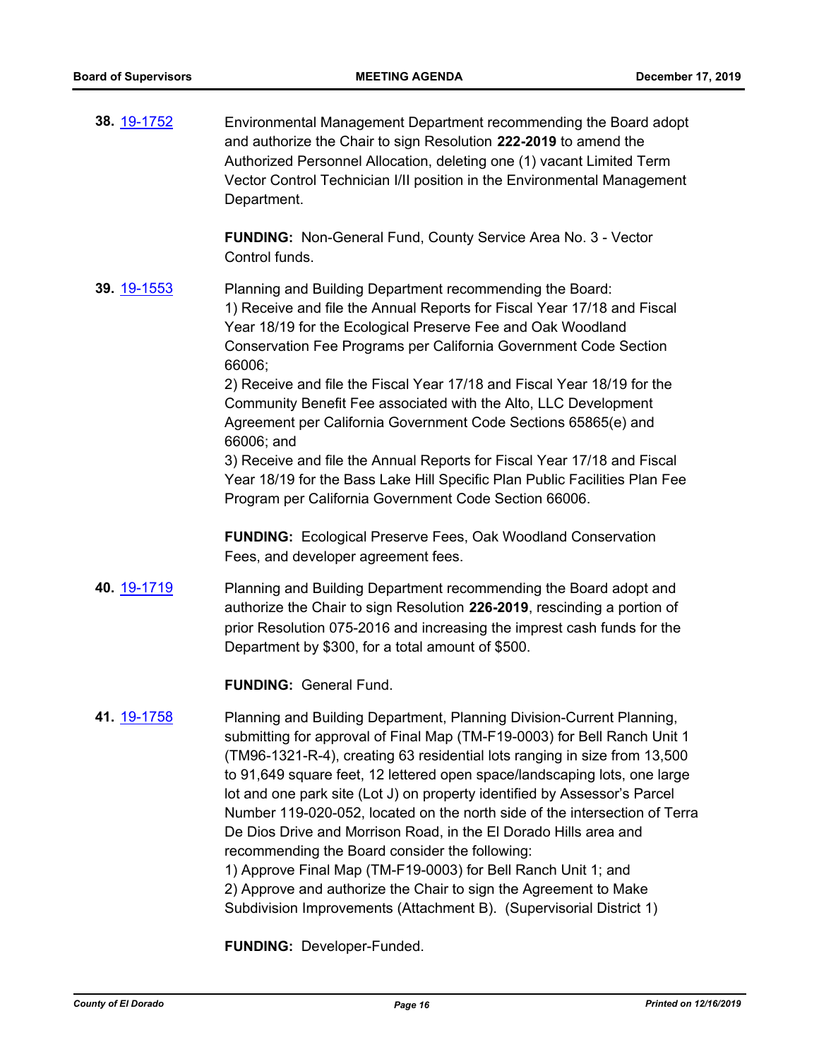**38.** 19-1752

Environmental Management Department recommending the Board adopt and authorize the Chair to sign Resolution **222-2019** to amend the Authorized Personnel Allocation, deleting one (1) vacant Limited Term Vector Control Technician I/II position in the Environmental Management Department.

**FUNDING:** Non-General Fund, County Service Area No. 3 - Vector Control funds.

**39.** 19-1553

Planning and Building Department recommending the Board:
1) Receive and file the Annual Reports for Fiscal Year 17/18 and Fiscal Year 18/19 for the Ecological Preserve Fee and Oak Woodland Conservation Fee Programs per California Government Code Section 66006;
2) Receive and file the Fiscal Year 17/18 and Fiscal Year 18/19 for the Community Benefit Fee associated with the Alto, LLC Development Agreement per California Government Code Sections 65865(e) and 66006; and
3) Receive and file the Annual Reports for Fiscal Year 17/18 and Fiscal Year 18/19 for the Bass Lake Hill Specific Plan Public Facilities Plan Fee Program per California Government Code Section 66006.

**FUNDING:** Ecological Preserve Fees, Oak Woodland Conservation Fees, and developer agreement fees.

**40.** 19-1719

Planning and Building Department recommending the Board adopt and authorize the Chair to sign Resolution **226-2019**, rescinding a portion of prior Resolution 075-2016 and increasing the imprest cash funds for the Department by $300, for a total amount of $500.

**FUNDING:** General Fund.

**41.** 19-1758

Planning and Building Department, Planning Division-Current Planning, submitting for approval of Final Map (TM-F19-0003) for Bell Ranch Unit 1 (TM96-1321-R-4), creating 63 residential lots ranging in size from 13,500 to 91,649 square feet, 12 lettered open space/landscaping lots, one large lot and one park site (Lot J) on property identified by Assessor's Parcel Number 119-020-052, located on the north side of the intersection of Terra De Dios Drive and Morrison Road, in the El Dorado Hills area and recommending the Board consider the following:
1) Approve Final Map (TM-F19-0003) for Bell Ranch Unit 1; and
2) Approve and authorize the Chair to sign the Agreement to Make Subdivision Improvements (Attachment B). (Supervisorial District 1)

**FUNDING:** Developer-Funded.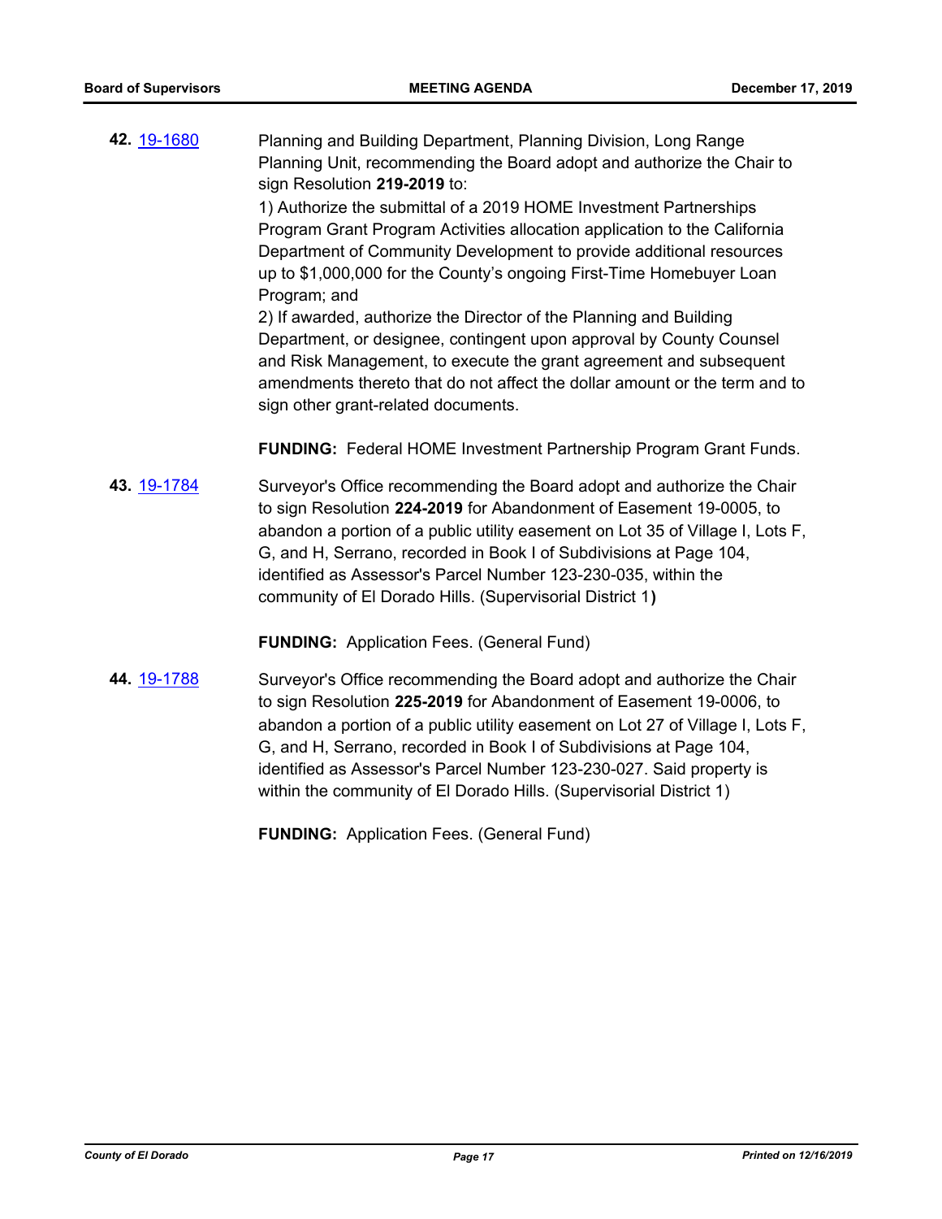**42.** 19-1680

Planning and Building Department, Planning Division, Long Range Planning Unit, recommending the Board adopt and authorize the Chair to sign Resolution **219-2019** to:
1) Authorize the submittal of a 2019 HOME Investment Partnerships Program Grant Program Activities allocation application to the California Department of Community Development to provide additional resources up to $1,000,000 for the County's ongoing First-Time Homebuyer Loan Program; and
2) If awarded, authorize the Director of the Planning and Building Department, or designee, contingent upon approval by County Counsel and Risk Management, to execute the grant agreement and subsequent amendments thereto that do not affect the dollar amount or the term and to sign other grant-related documents.

**FUNDING:** Federal HOME Investment Partnership Program Grant Funds.

**43.** 19-1784

Surveyor's Office recommending the Board adopt and authorize the Chair to sign Resolution **224-2019** for Abandonment of Easement 19-0005, to abandon a portion of a public utility easement on Lot 35 of Village I, Lots F, G, and H, Serrano, recorded in Book I of Subdivisions at Page 104, identified as Assessor's Parcel Number 123-230-035, within the community of El Dorado Hills. (Supervisorial District 1)

**FUNDING:** Application Fees. (General Fund)

**44.** 19-1788

Surveyor's Office recommending the Board adopt and authorize the Chair to sign Resolution **225-2019** for Abandonment of Easement 19-0006, to abandon a portion of a public utility easement on Lot 27 of Village I, Lots F, G, and H, Serrano, recorded in Book I of Subdivisions at Page 104, identified as Assessor's Parcel Number 123-230-027. Said property is within the community of El Dorado Hills. (Supervisorial District 1)

**FUNDING:** Application Fees. (General Fund)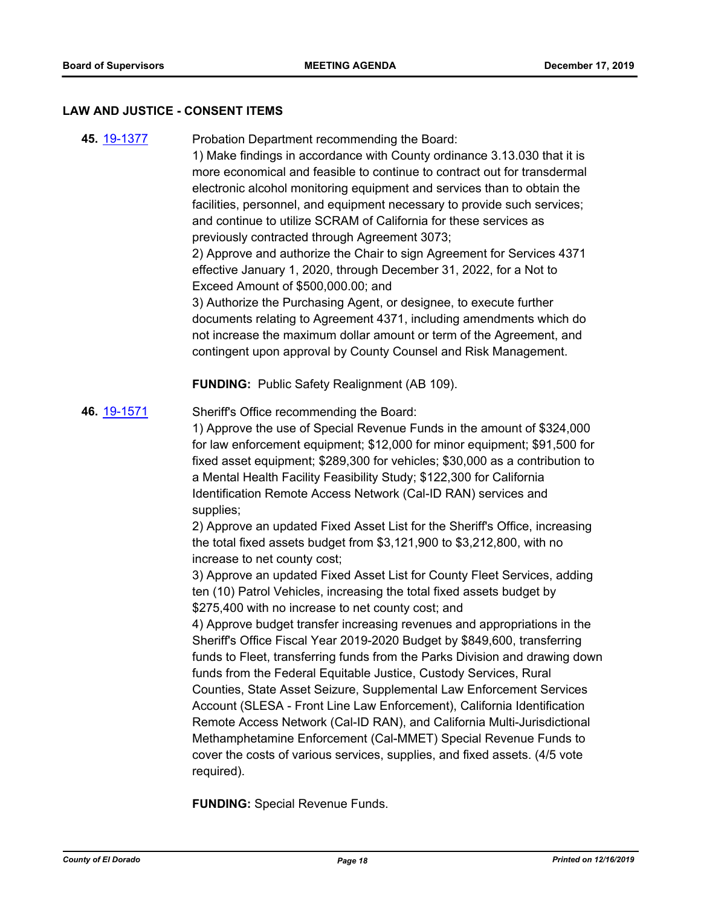## LAW AND JUSTICE - CONSENT ITEMS

**45.** [19-1377](19-1377)

Probation Department recommending the Board:

1) Make findings in accordance with County ordinance 3.13.030 that it is more economical and feasible to continue to contract out for transdermal electronic alcohol monitoring equipment and services than to obtain the facilities, personnel, and equipment necessary to provide such services; and continue to utilize SCRAM of California for these services as previously contracted through Agreement 3073;

2) Approve and authorize the Chair to sign Agreement for Services 4371 effective January 1, 2020, through December 31, 2022, for a Not to Exceed Amount of $500,000.00; and

3) Authorize the Purchasing Agent, or designee, to execute further documents relating to Agreement 4371, including amendments which do not increase the maximum dollar amount or term of the Agreement, and contingent upon approval by County Counsel and Risk Management.

**FUNDING:** Public Safety Realignment (AB 109).

**46.** [19-1571](19-1571)

Sheriff's Office recommending the Board:

1) Approve the use of Special Revenue Funds in the amount of $324,000 for law enforcement equipment; $12,000 for minor equipment; $91,500 for fixed asset equipment; $289,300 for vehicles; $30,000 as a contribution to a Mental Health Facility Feasibility Study; $122,300 for California Identification Remote Access Network (Cal-ID RAN) services and supplies;

2) Approve an updated Fixed Asset List for the Sheriff's Office, increasing the total fixed assets budget from $3,121,900 to $3,212,800, with no increase to net county cost;

3) Approve an updated Fixed Asset List for County Fleet Services, adding ten (10) Patrol Vehicles, increasing the total fixed assets budget by $275,400 with no increase to net county cost; and

4) Approve budget transfer increasing revenues and appropriations in the Sheriff's Office Fiscal Year 2019-2020 Budget by $849,600, transferring funds to Fleet, transferring funds from the Parks Division and drawing down funds from the Federal Equitable Justice, Custody Services, Rural Counties, State Asset Seizure, Supplemental Law Enforcement Services Account (SLESA - Front Line Law Enforcement), California Identification Remote Access Network (Cal-ID RAN), and California Multi-Jurisdictional Methamphetamine Enforcement (Cal-MMET) Special Revenue Funds to cover the costs of various services, supplies, and fixed assets. (4/5 vote required).

**FUNDING:** Special Revenue Funds.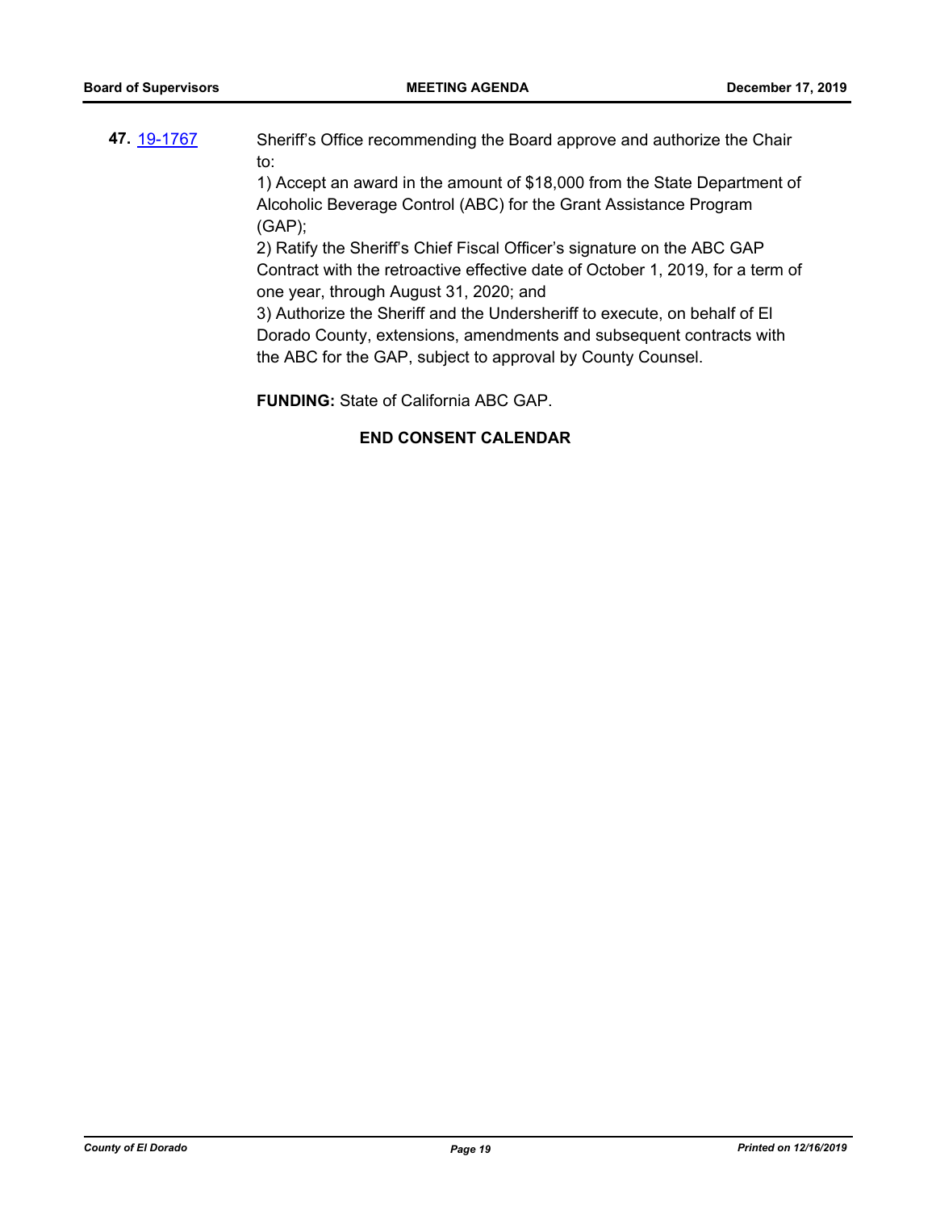**47.** 19-1767

Sheriff's Office recommending the Board approve and authorize the Chair to:

1) Accept an award in the amount of $18,000 from the State Department of Alcoholic Beverage Control (ABC) for the Grant Assistance Program (GAP);

2) Ratify the Sheriff's Chief Fiscal Officer's signature on the ABC GAP Contract with the retroactive effective date of October 1, 2019, for a term of one year, through August 31, 2020; and

3) Authorize the Sheriff and the Undersheriff to execute, on behalf of El Dorado County, extensions, amendments and subsequent contracts with the ABC for the GAP, subject to approval by County Counsel.

**FUNDING:** State of California ABC GAP.

**END CONSENT CALENDAR**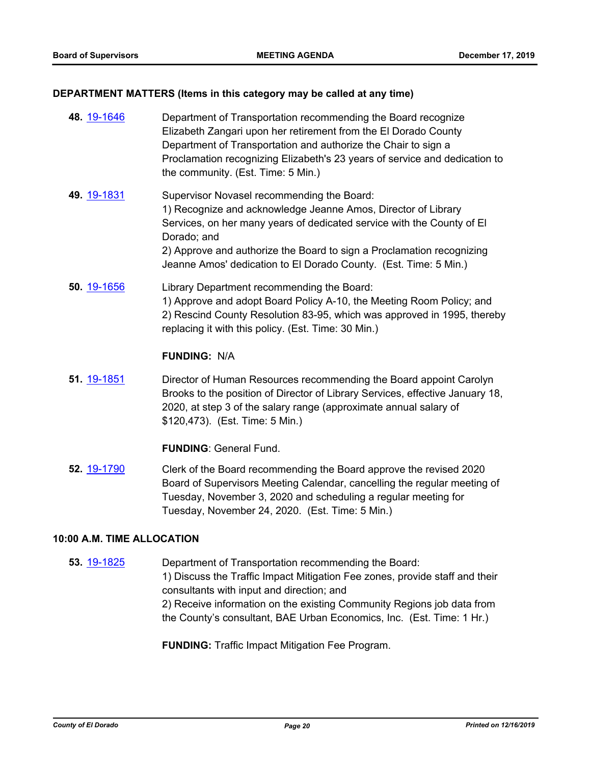## DEPARTMENT MATTERS (Items in this category may be called at any time)

**48.** 19-1646 Department of Transportation recommending the Board recognize Elizabeth Zangari upon her retirement from the El Dorado County Department of Transportation and authorize the Chair to sign a Proclamation recognizing Elizabeth's 23 years of service and dedication to the community. (Est. Time: 5 Min.)

**49.** 19-1831 Supervisor Novasel recommending the Board:
1) Recognize and acknowledge Jeanne Amos, Director of Library Services, on her many years of dedicated service with the County of El Dorado; and
2) Approve and authorize the Board to sign a Proclamation recognizing Jeanne Amos' dedication to El Dorado County. (Est. Time: 5 Min.)

**50.** 19-1656 Library Department recommending the Board:
1) Approve and adopt Board Policy A-10, the Meeting Room Policy; and
2) Rescind County Resolution 83-95, which was approved in 1995, thereby replacing it with this policy. (Est. Time: 30 Min.)

**FUNDING:** N/A

**51.** 19-1851 Director of Human Resources recommending the Board appoint Carolyn Brooks to the position of Director of Library Services, effective January 18, 2020, at step 3 of the salary range (approximate annual salary of $120,473). (Est. Time: 5 Min.)

**FUNDING**: General Fund.

**52.** 19-1790 Clerk of the Board recommending the Board approve the revised 2020 Board of Supervisors Meeting Calendar, cancelling the regular meeting of Tuesday, November 3, 2020 and scheduling a regular meeting for Tuesday, November 24, 2020. (Est. Time: 5 Min.)

## 10:00 A.M. TIME ALLOCATION

**53.** 19-1825 Department of Transportation recommending the Board:
1) Discuss the Traffic Impact Mitigation Fee zones, provide staff and their consultants with input and direction; and
2) Receive information on the existing Community Regions job data from the County's consultant, BAE Urban Economics, Inc. (Est. Time: 1 Hr.)

**FUNDING:** Traffic Impact Mitigation Fee Program.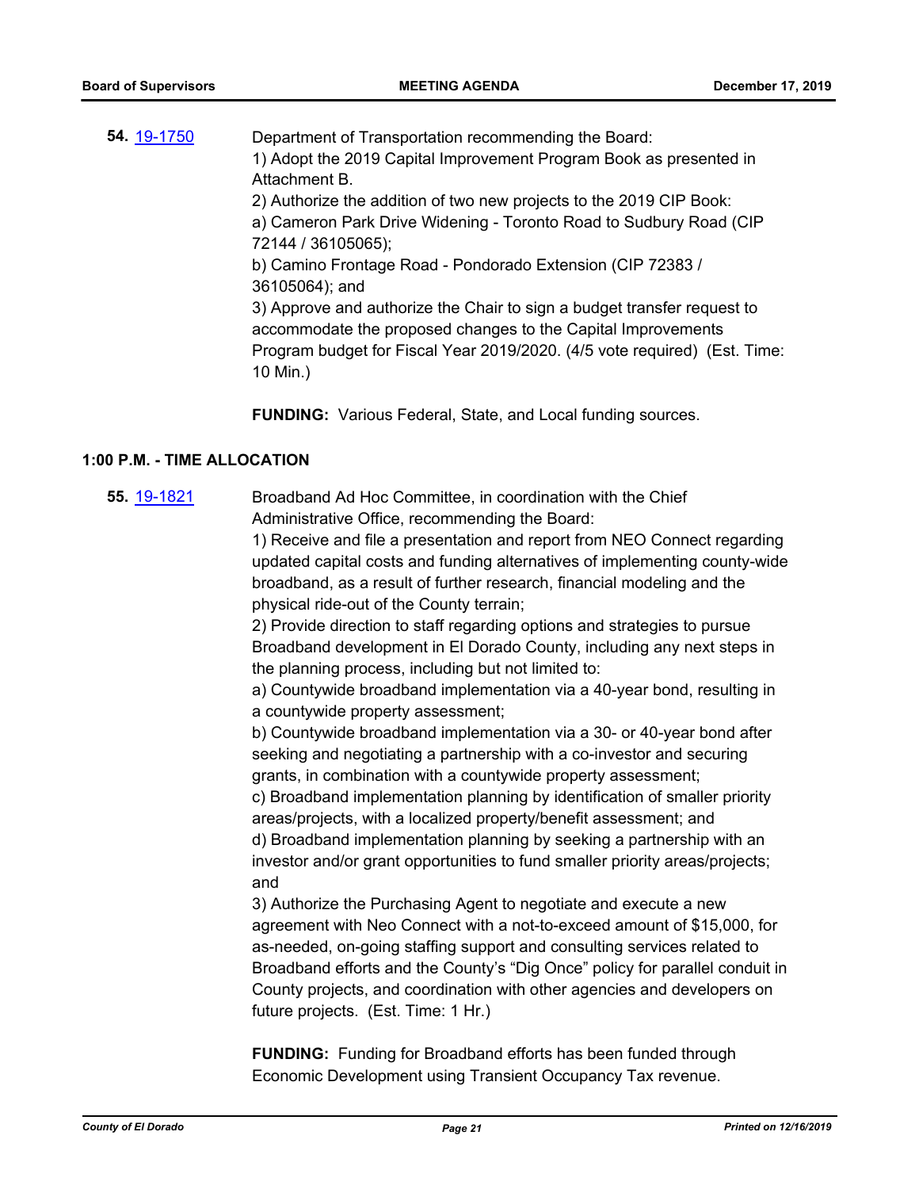**54.** [19-1750](19-1750)

Department of Transportation recommending the Board:
1) Adopt the 2019 Capital Improvement Program Book as presented in Attachment B.
2) Authorize the addition of two new projects to the 2019 CIP Book:
a) Cameron Park Drive Widening - Toronto Road to Sudbury Road (CIP 72144 / 36105065);
b) Camino Frontage Road - Pondorado Extension (CIP 72383 / 36105064); and
3) Approve and authorize the Chair to sign a budget transfer request to accommodate the proposed changes to the Capital Improvements Program budget for Fiscal Year 2019/2020. (4/5 vote required) (Est. Time: 10 Min.)

**FUNDING:** Various Federal, State, and Local funding sources.

## 1:00 P.M. - TIME ALLOCATION

**55.** [19-1821](19-1821)

Broadband Ad Hoc Committee, in coordination with the Chief Administrative Office, recommending the Board:
1) Receive and file a presentation and report from NEO Connect regarding updated capital costs and funding alternatives of implementing county-wide broadband, as a result of further research, financial modeling and the physical ride-out of the County terrain;
2) Provide direction to staff regarding options and strategies to pursue Broadband development in El Dorado County, including any next steps in the planning process, including but not limited to:
a) Countywide broadband implementation via a 40-year bond, resulting in a countywide property assessment;
b) Countywide broadband implementation via a 30- or 40-year bond after seeking and negotiating a partnership with a co-investor and securing grants, in combination with a countywide property assessment;
c) Broadband implementation planning by identification of smaller priority areas/projects, with a localized property/benefit assessment; and
d) Broadband implementation planning by seeking a partnership with an investor and/or grant opportunities to fund smaller priority areas/projects; and
3) Authorize the Purchasing Agent to negotiate and execute a new agreement with Neo Connect with a not-to-exceed amount of $15,000, for as-needed, on-going staffing support and consulting services related to Broadband efforts and the County's "Dig Once" policy for parallel conduit in County projects, and coordination with other agencies and developers on future projects. (Est. Time: 1 Hr.)

**FUNDING:** Funding for Broadband efforts has been funded through Economic Development using Transient Occupancy Tax revenue.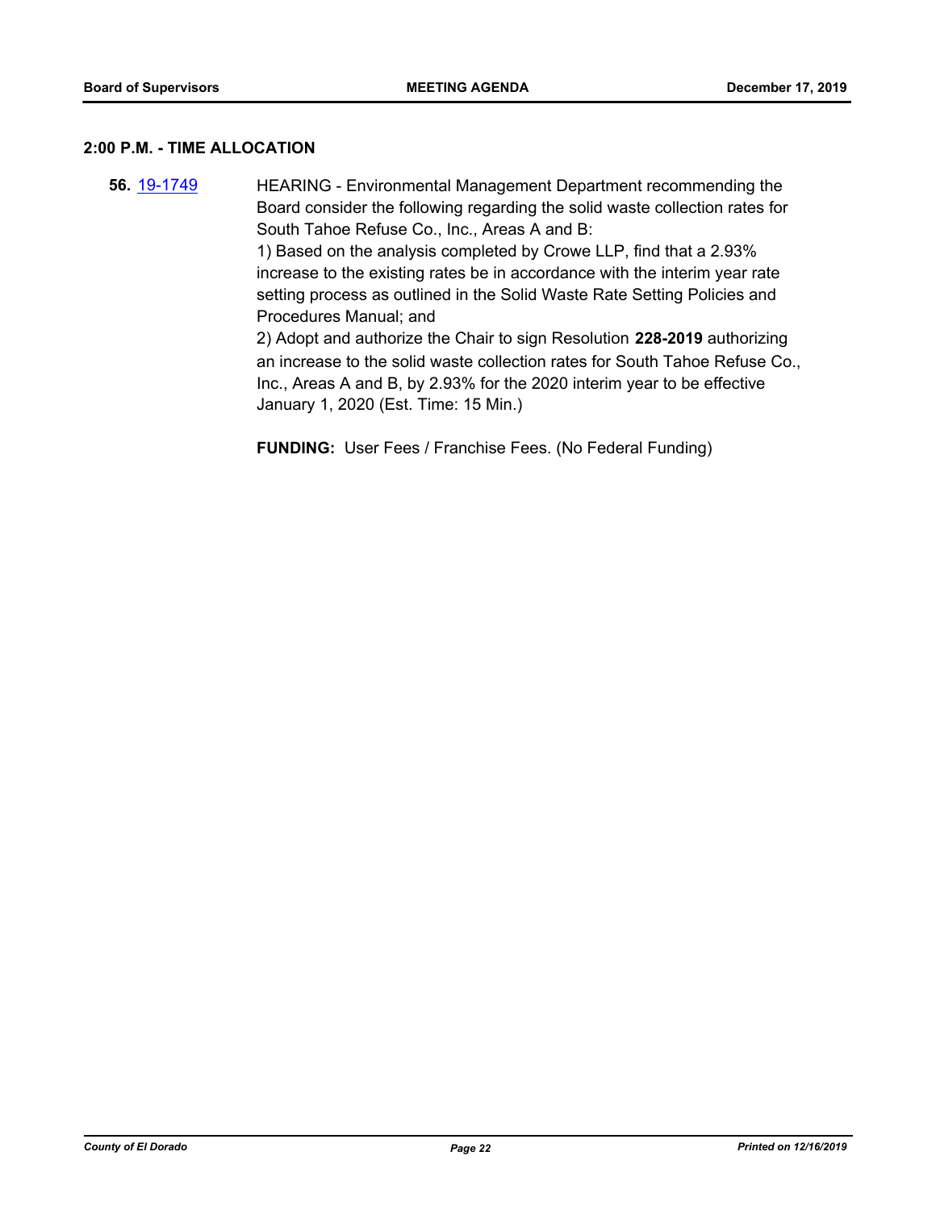## 2:00 P.M. - TIME ALLOCATION

**56.** 19-1749 HEARING - Environmental Management Department recommending the Board consider the following regarding the solid waste collection rates for South Tahoe Refuse Co., Inc., Areas A and B:

1) Based on the analysis completed by Crowe LLP, find that a 2.93% increase to the existing rates be in accordance with the interim year rate setting process as outlined in the Solid Waste Rate Setting Policies and Procedures Manual; and

2) Adopt and authorize the Chair to sign Resolution **228-2019** authorizing an increase to the solid waste collection rates for South Tahoe Refuse Co., Inc., Areas A and B, by 2.93% for the 2020 interim year to be effective January 1, 2020 (Est. Time: 15 Min.)

**FUNDING:** User Fees / Franchise Fees. (No Federal Funding)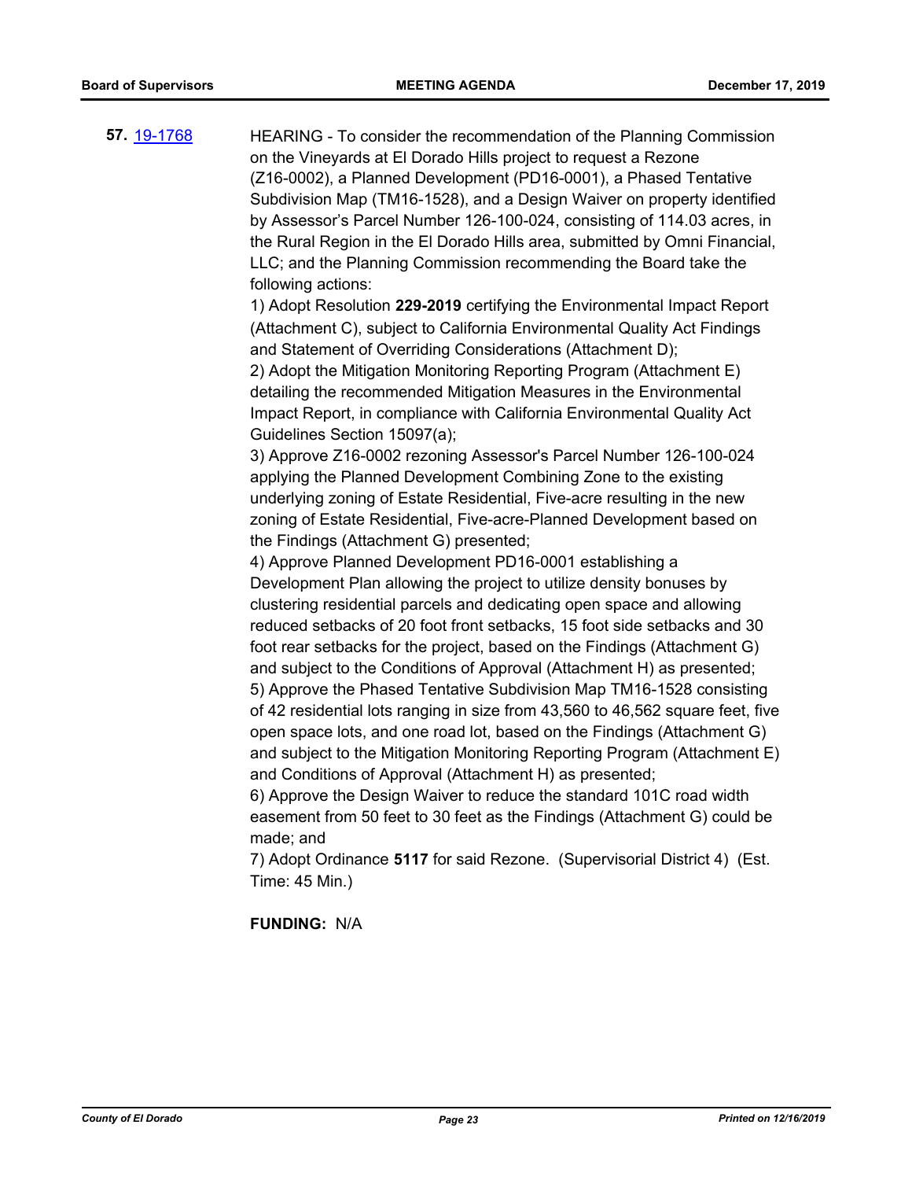**57.** 19-1768

HEARING - To consider the recommendation of the Planning Commission on the Vineyards at El Dorado Hills project to request a Rezone (Z16-0002), a Planned Development (PD16-0001), a Phased Tentative Subdivision Map (TM16-1528), and a Design Waiver on property identified by Assessor's Parcel Number 126-100-024, consisting of 114.03 acres, in the Rural Region in the El Dorado Hills area, submitted by Omni Financial, LLC; and the Planning Commission recommending the Board take the following actions:

1) Adopt Resolution **229-2019** certifying the Environmental Impact Report (Attachment C), subject to California Environmental Quality Act Findings and Statement of Overriding Considerations (Attachment D);

2) Adopt the Mitigation Monitoring Reporting Program (Attachment E) detailing the recommended Mitigation Measures in the Environmental Impact Report, in compliance with California Environmental Quality Act Guidelines Section 15097(a);

3) Approve Z16-0002 rezoning Assessor's Parcel Number 126-100-024 applying the Planned Development Combining Zone to the existing underlying zoning of Estate Residential, Five-acre resulting in the new zoning of Estate Residential, Five-acre-Planned Development based on the Findings (Attachment G) presented;

4) Approve Planned Development PD16-0001 establishing a Development Plan allowing the project to utilize density bonuses by clustering residential parcels and dedicating open space and allowing reduced setbacks of 20 foot front setbacks, 15 foot side setbacks and 30 foot rear setbacks for the project, based on the Findings (Attachment G) and subject to the Conditions of Approval (Attachment H) as presented;

5) Approve the Phased Tentative Subdivision Map TM16-1528 consisting of 42 residential lots ranging in size from 43,560 to 46,562 square feet, five open space lots, and one road lot, based on the Findings (Attachment G) and subject to the Mitigation Monitoring Reporting Program (Attachment E) and Conditions of Approval (Attachment H) as presented;

6) Approve the Design Waiver to reduce the standard 101C road width easement from 50 feet to 30 feet as the Findings (Attachment G) could be made; and

7) Adopt Ordinance **5117** for said Rezone. (Supervisorial District 4) (Est. Time: 45 Min.)

**FUNDING:** N/A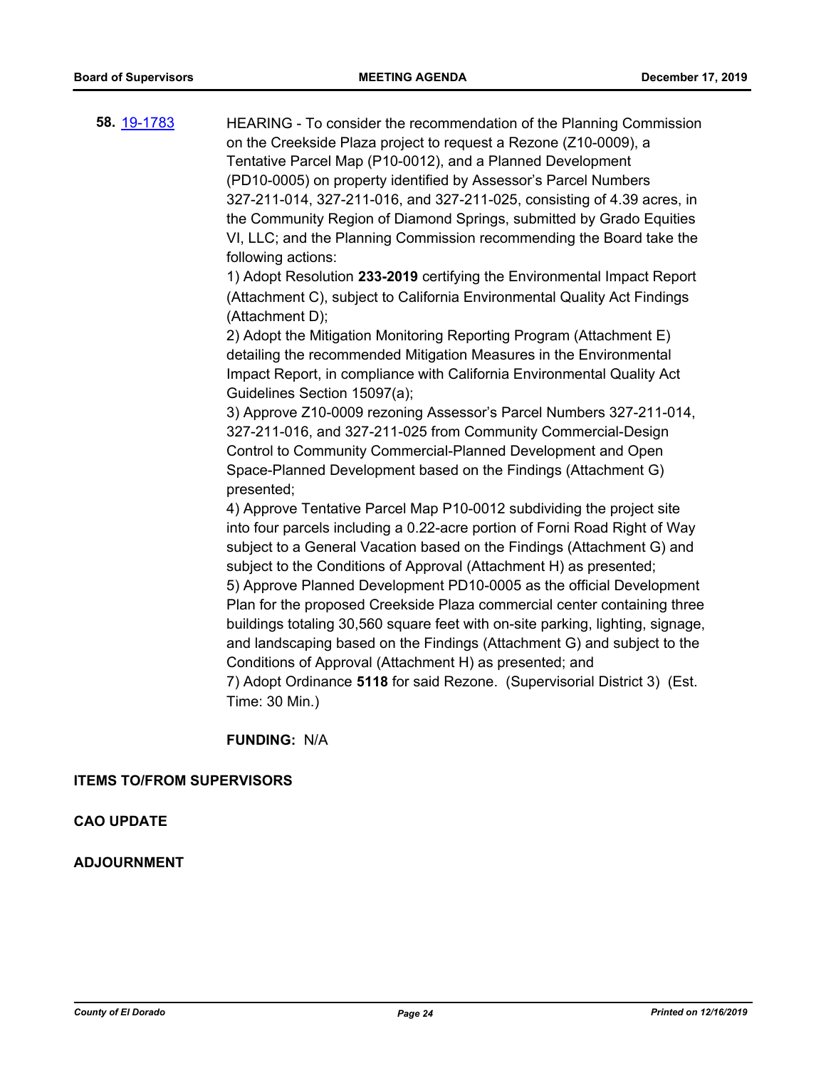**58.** [19-1783]

HEARING - To consider the recommendation of the Planning Commission on the Creekside Plaza project to request a Rezone (Z10-0009), a Tentative Parcel Map (P10-0012), and a Planned Development (PD10-0005) on property identified by Assessor's Parcel Numbers 327-211-014, 327-211-016, and 327-211-025, consisting of 4.39 acres, in the Community Region of Diamond Springs, submitted by Grado Equities VI, LLC; and the Planning Commission recommending the Board take the following actions:

1) Adopt Resolution **233-2019** certifying the Environmental Impact Report (Attachment C), subject to California Environmental Quality Act Findings (Attachment D);

2) Adopt the Mitigation Monitoring Reporting Program (Attachment E) detailing the recommended Mitigation Measures in the Environmental Impact Report, in compliance with California Environmental Quality Act Guidelines Section 15097(a);

3) Approve Z10-0009 rezoning Assessor's Parcel Numbers 327-211-014, 327-211-016, and 327-211-025 from Community Commercial-Design Control to Community Commercial-Planned Development and Open Space-Planned Development based on the Findings (Attachment G) presented;

4) Approve Tentative Parcel Map P10-0012 subdividing the project site into four parcels including a 0.22-acre portion of Forni Road Right of Way subject to a General Vacation based on the Findings (Attachment G) and subject to the Conditions of Approval (Attachment H) as presented;

5) Approve Planned Development PD10-0005 as the official Development Plan for the proposed Creekside Plaza commercial center containing three buildings totaling 30,560 square feet with on-site parking, lighting, signage, and landscaping based on the Findings (Attachment G) and subject to the Conditions of Approval (Attachment H) as presented; and

7) Adopt Ordinance **5118** for said Rezone. (Supervisorial District 3) (Est. Time: 30 Min.)

**FUNDING:** N/A

**ITEMS TO/FROM SUPERVISORS**

**CAO UPDATE**

**ADJOURNMENT**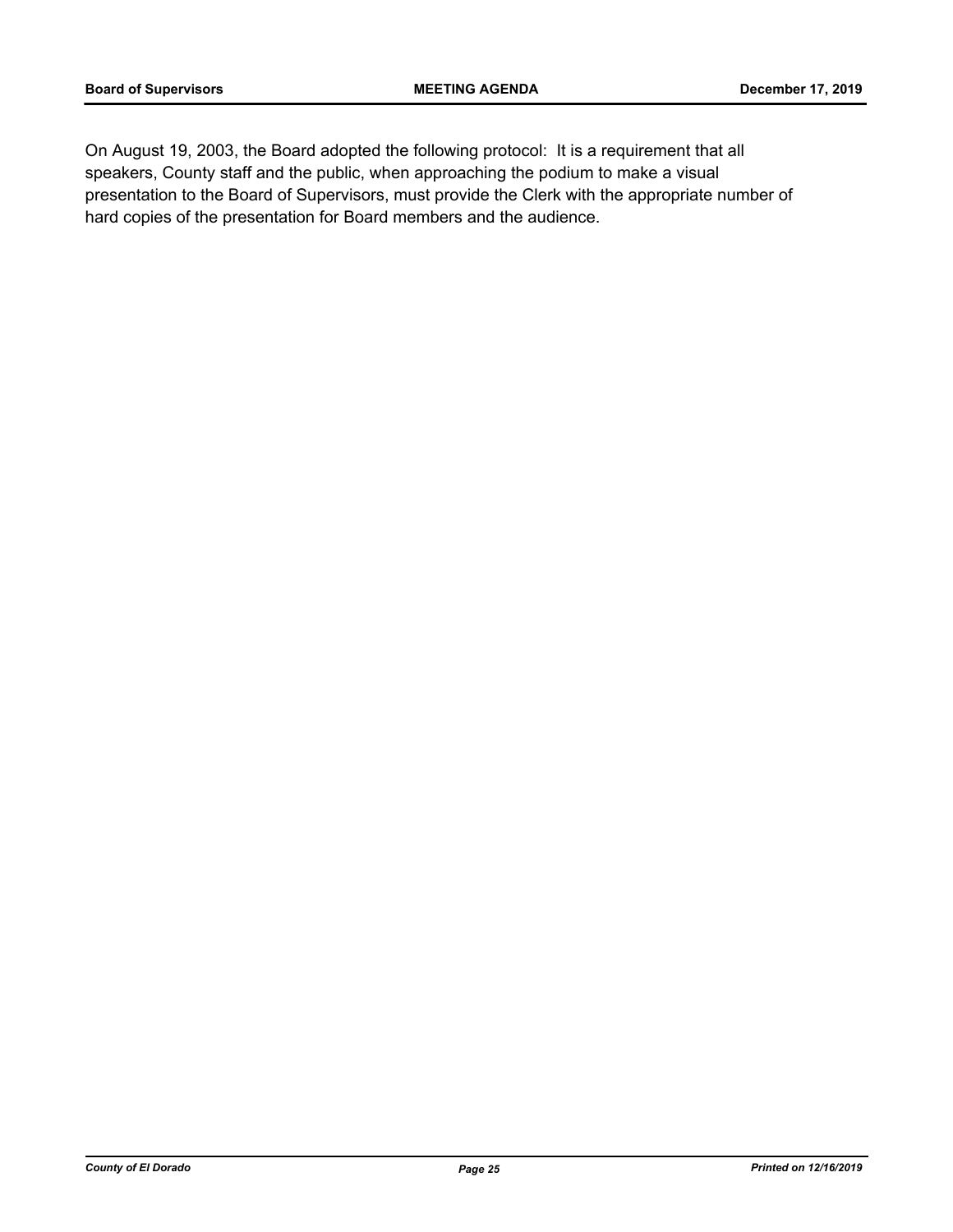On August 19, 2003, the Board adopted the following protocol: It is a requirement that all speakers, County staff and the public, when approaching the podium to make a visual presentation to the Board of Supervisors, must provide the Clerk with the appropriate number of hard copies of the presentation for Board members and the audience.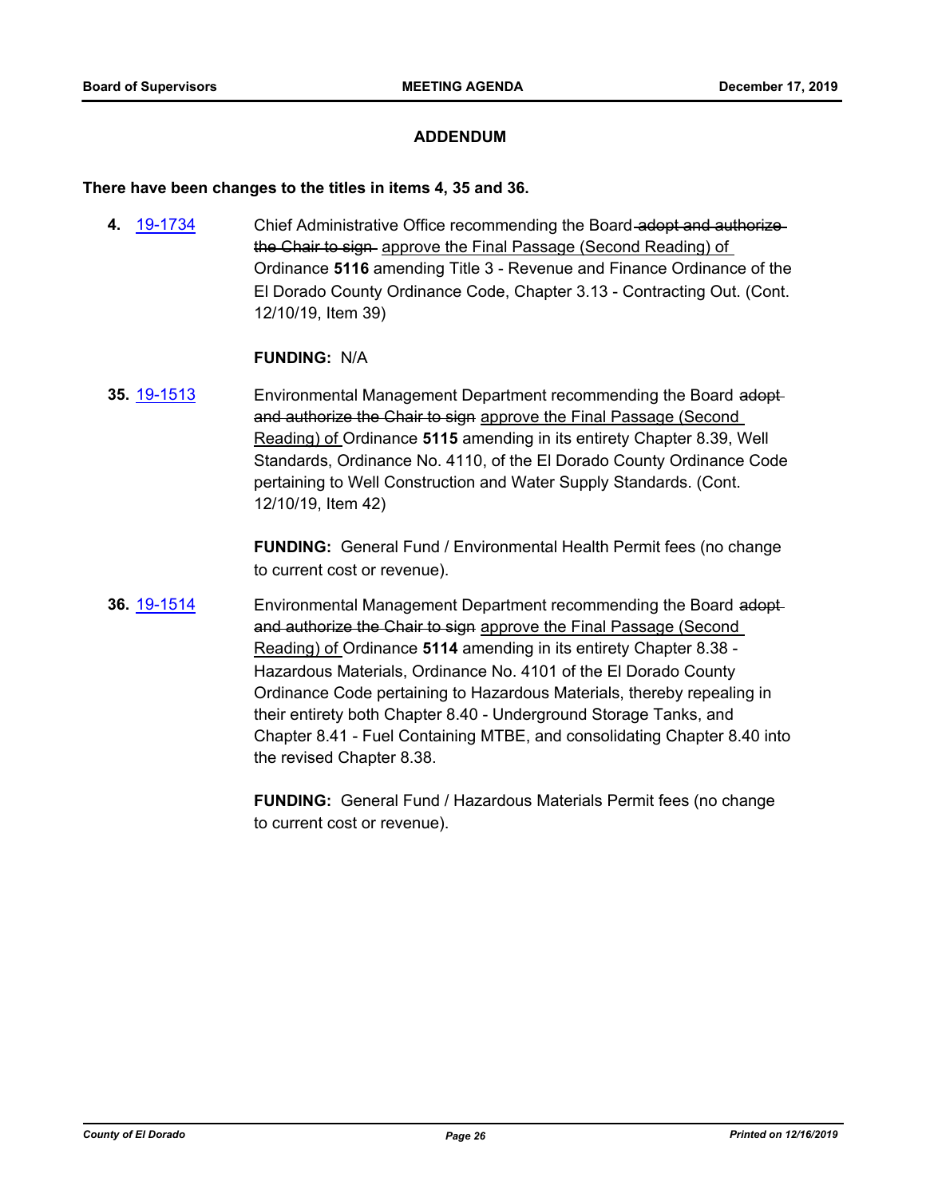## ADDENDUM

**There have been changes to the titles in items 4, 35 and 36.**

**4.** 19-1734 Chief Administrative Office recommending the Board ~~adopt and authorize the Chair to sign~~ <u>approve the Final Passage (Second Reading) of</u> Ordinance **5116** amending Title 3 - Revenue and Finance Ordinance of the El Dorado County Ordinance Code, Chapter 3.13 - Contracting Out. (Cont. 12/10/19, Item 39)

**FUNDING:** N/A

**35.** 19-1513 Environmental Management Department recommending the Board ~~adopt and authorize the Chair to sign~~ <u>approve the Final Passage (Second Reading) of</u> Ordinance **5115** amending in its entirety Chapter 8.39, Well Standards, Ordinance No. 4110, of the El Dorado County Ordinance Code pertaining to Well Construction and Water Supply Standards. (Cont. 12/10/19, Item 42)

**FUNDING:** General Fund / Environmental Health Permit fees (no change to current cost or revenue).

**36.** 19-1514 Environmental Management Department recommending the Board ~~adopt and authorize the Chair to sign~~ <u>approve the Final Passage (Second Reading) of</u> Ordinance **5114** amending in its entirety Chapter 8.38 - Hazardous Materials, Ordinance No. 4101 of the El Dorado County Ordinance Code pertaining to Hazardous Materials, thereby repealing in their entirety both Chapter 8.40 - Underground Storage Tanks, and Chapter 8.41 - Fuel Containing MTBE, and consolidating Chapter 8.40 into the revised Chapter 8.38.

**FUNDING:** General Fund / Hazardous Materials Permit fees (no change to current cost or revenue).